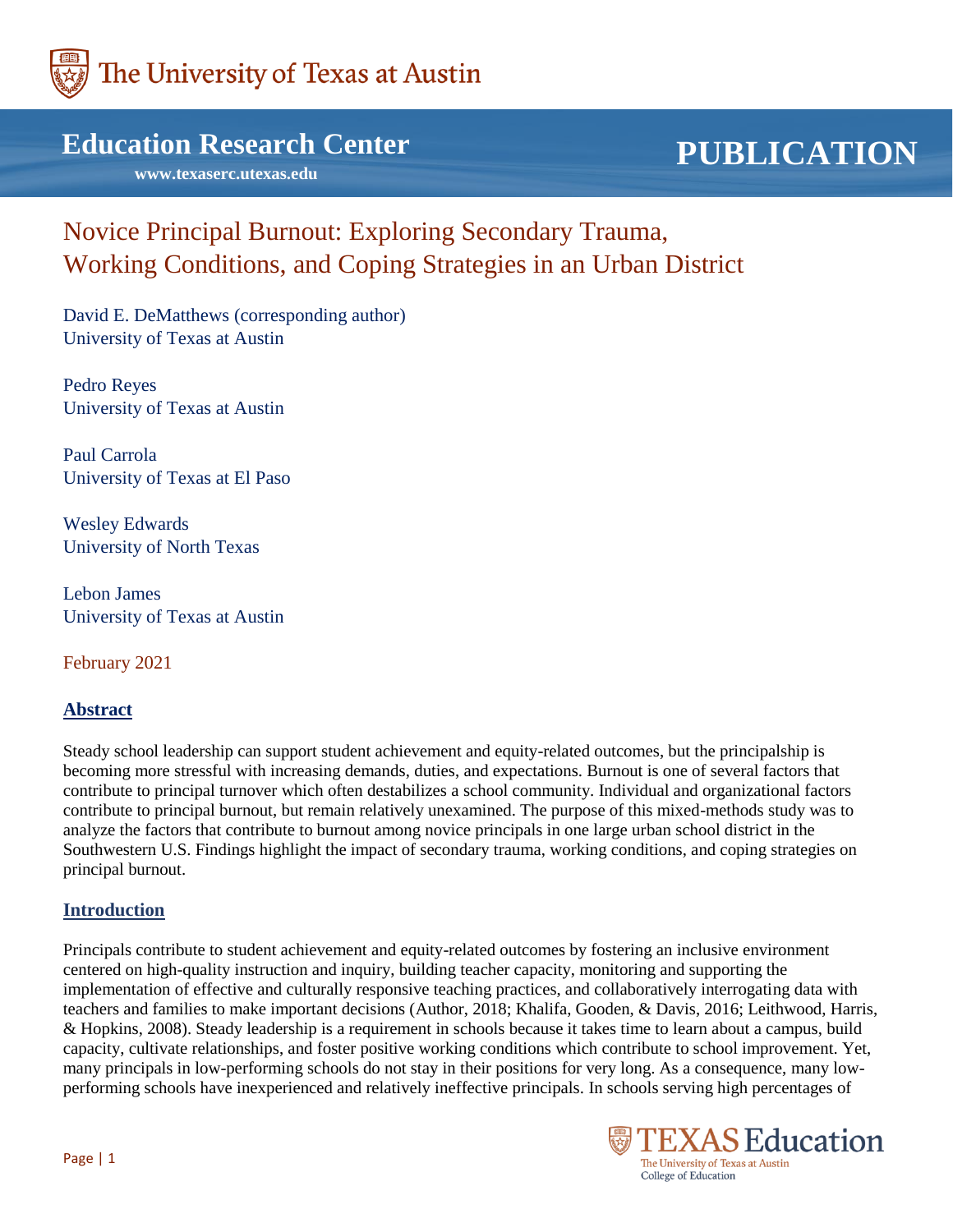The University of Texas at Austin

**Education Research Center**

**www.texaserc.utexas.edu**

**PUBLICATION**

# Novice Principal Burnout: Exploring Secondary Trauma, Working Conditions, and Coping Strategies in an Urban District

David E. DeMatthews (corresponding author)
University of Texas at Austin

Pedro Reyes
University of Texas at Austin

Paul Carrola
University of Texas at El Paso

Wesley Edwards
University of North Texas

Lebon James
University of Texas at Austin

February 2021

## Abstract

Steady school leadership can support student achievement and equity-related outcomes, but the principalship is becoming more stressful with increasing demands, duties, and expectations. Burnout is one of several factors that contribute to principal turnover which often destabilizes a school community. Individual and organizational factors contribute to principal burnout, but remain relatively unexamined. The purpose of this mixed-methods study was to analyze the factors that contribute to burnout among novice principals in one large urban school district in the Southwestern U.S. Findings highlight the impact of secondary trauma, working conditions, and coping strategies on principal burnout.

## Introduction

Principals contribute to student achievement and equity-related outcomes by fostering an inclusive environment centered on high-quality instruction and inquiry, building teacher capacity, monitoring and supporting the implementation of effective and culturally responsive teaching practices, and collaboratively interrogating data with teachers and families to make important decisions (Author, 2018; Khalifa, Gooden, & Davis, 2016; Leithwood, Harris, & Hopkins, 2008). Steady leadership is a requirement in schools because it takes time to learn about a campus, build capacity, cultivate relationships, and foster positive working conditions which contribute to school improvement. Yet, many principals in low-performing schools do not stay in their positions for very long. As a consequence, many low-performing schools have inexperienced and relatively ineffective principals. In schools serving high percentages of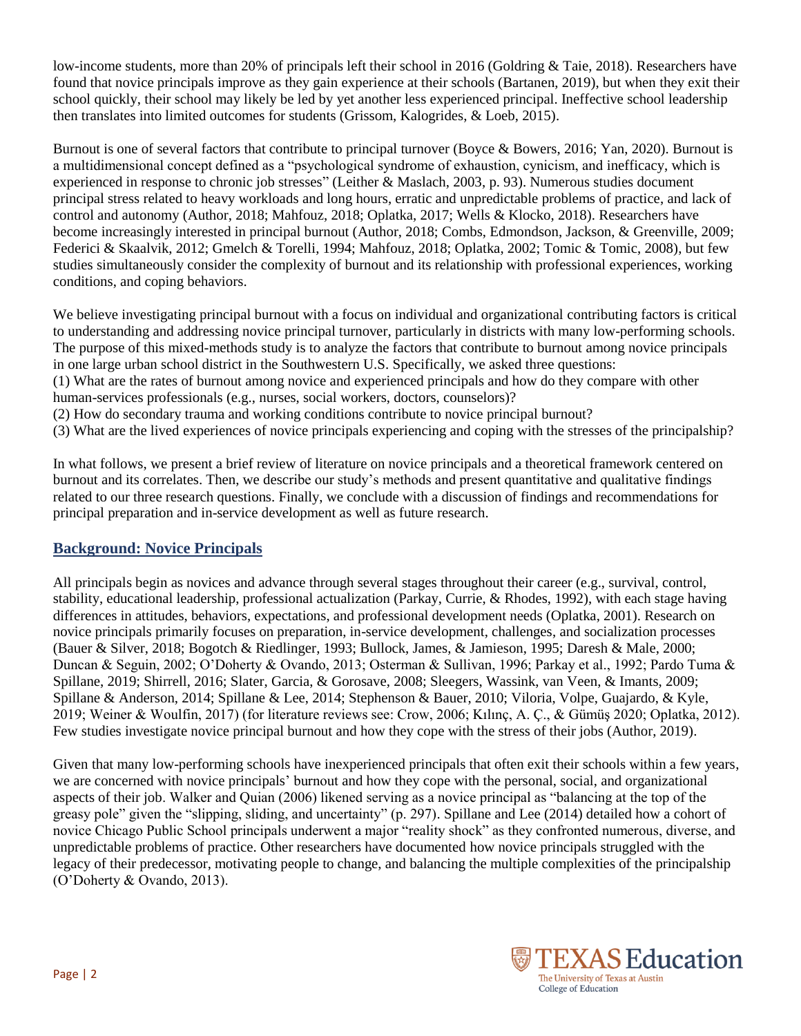low-income students, more than 20% of principals left their school in 2016 (Goldring & Taie, 2018). Researchers have found that novice principals improve as they gain experience at their schools (Bartanen, 2019), but when they exit their school quickly, their school may likely be led by yet another less experienced principal. Ineffective school leadership then translates into limited outcomes for students (Grissom, Kalogrides, & Loeb, 2015).

Burnout is one of several factors that contribute to principal turnover (Boyce & Bowers, 2016; Yan, 2020). Burnout is a multidimensional concept defined as a "psychological syndrome of exhaustion, cynicism, and inefficacy, which is experienced in response to chronic job stresses" (Leither & Maslach, 2003, p. 93). Numerous studies document principal stress related to heavy workloads and long hours, erratic and unpredictable problems of practice, and lack of control and autonomy (Author, 2018; Mahfouz, 2018; Oplatka, 2017; Wells & Klocko, 2018). Researchers have become increasingly interested in principal burnout (Author, 2018; Combs, Edmondson, Jackson, & Greenville, 2009; Federici & Skaalvik, 2012; Gmelch & Torelli, 1994; Mahfouz, 2018; Oplatka, 2002; Tomic & Tomic, 2008), but few studies simultaneously consider the complexity of burnout and its relationship with professional experiences, working conditions, and coping behaviors.

We believe investigating principal burnout with a focus on individual and organizational contributing factors is critical to understanding and addressing novice principal turnover, particularly in districts with many low-performing schools. The purpose of this mixed-methods study is to analyze the factors that contribute to burnout among novice principals in one large urban school district in the Southwestern U.S. Specifically, we asked three questions:

(1) What are the rates of burnout among novice and experienced principals and how do they compare with other human-services professionals (e.g., nurses, social workers, doctors, counselors)?
(2) How do secondary trauma and working conditions contribute to novice principal burnout?
(3) What are the lived experiences of novice principals experiencing and coping with the stresses of the principalship?

In what follows, we present a brief review of literature on novice principals and a theoretical framework centered on burnout and its correlates. Then, we describe our study's methods and present quantitative and qualitative findings related to our three research questions. Finally, we conclude with a discussion of findings and recommendations for principal preparation and in-service development as well as future research.

## Background: Novice Principals

All principals begin as novices and advance through several stages throughout their career (e.g., survival, control, stability, educational leadership, professional actualization (Parkay, Currie, & Rhodes, 1992), with each stage having differences in attitudes, behaviors, expectations, and professional development needs (Oplatka, 2001). Research on novice principals primarily focuses on preparation, in-service development, challenges, and socialization processes (Bauer & Silver, 2018; Bogotch & Riedlinger, 1993; Bullock, James, & Jamieson, 1995; Daresh & Male, 2000; Duncan & Seguin, 2002; O'Doherty & Ovando, 2013; Osterman & Sullivan, 1996; Parkay et al., 1992; Pardo Tuma & Spillane, 2019; Shirrell, 2016; Slater, Garcia, & Gorosave, 2008; Sleegers, Wassink, van Veen, & Imants, 2009; Spillane & Anderson, 2014; Spillane & Lee, 2014; Stephenson & Bauer, 2010; Viloria, Volpe, Guajardo, & Kyle, 2019; Weiner & Woulfin, 2017) (for literature reviews see: Crow, 2006; Kılınç, A. Ç., & Gümüş 2020; Oplatka, 2012). Few studies investigate novice principal burnout and how they cope with the stress of their jobs (Author, 2019).

Given that many low-performing schools have inexperienced principals that often exit their schools within a few years, we are concerned with novice principals' burnout and how they cope with the personal, social, and organizational aspects of their job. Walker and Quian (2006) likened serving as a novice principal as "balancing at the top of the greasy pole" given the "slipping, sliding, and uncertainty" (p. 297). Spillane and Lee (2014) detailed how a cohort of novice Chicago Public School principals underwent a major "reality shock" as they confronted numerous, diverse, and unpredictable problems of practice. Other researchers have documented how novice principals struggled with the legacy of their predecessor, motivating people to change, and balancing the multiple complexities of the principalship (O'Doherty & Ovando, 2013).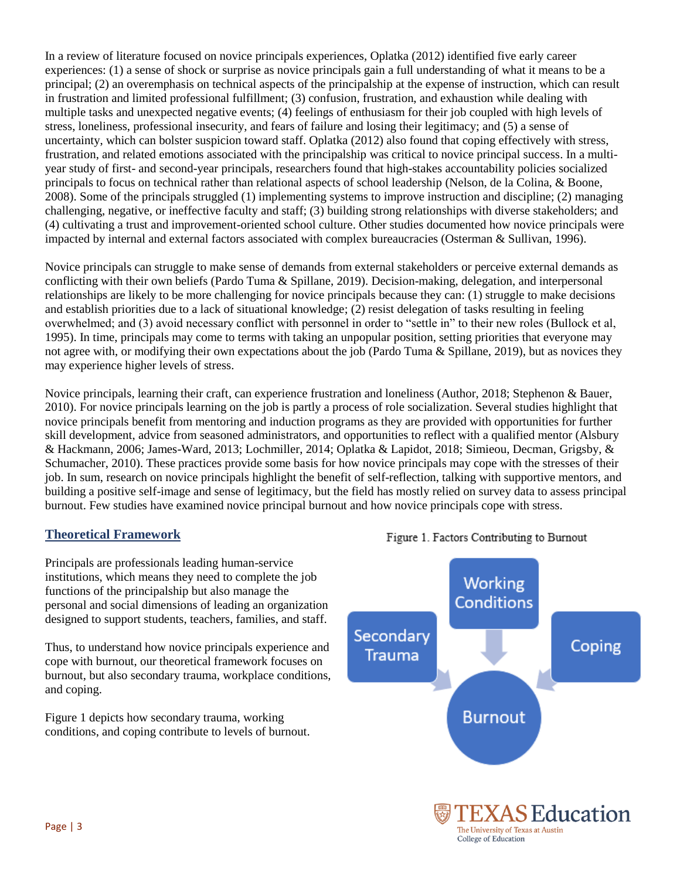In a review of literature focused on novice principals experiences, Oplatka (2012) identified five early career experiences: (1) a sense of shock or surprise as novice principals gain a full understanding of what it means to be a principal; (2) an overemphasis on technical aspects of the principalship at the expense of instruction, which can result in frustration and limited professional fulfillment; (3) confusion, frustration, and exhaustion while dealing with multiple tasks and unexpected negative events; (4) feelings of enthusiasm for their job coupled with high levels of stress, loneliness, professional insecurity, and fears of failure and losing their legitimacy; and (5) a sense of uncertainty, which can bolster suspicion toward staff. Oplatka (2012) also found that coping effectively with stress, frustration, and related emotions associated with the principalship was critical to novice principal success. In a multi-year study of first- and second-year principals, researchers found that high-stakes accountability policies socialized principals to focus on technical rather than relational aspects of school leadership (Nelson, de la Colina, & Boone, 2008). Some of the principals struggled (1) implementing systems to improve instruction and discipline; (2) managing challenging, negative, or ineffective faculty and staff; (3) building strong relationships with diverse stakeholders; and (4) cultivating a trust and improvement-oriented school culture. Other studies documented how novice principals were impacted by internal and external factors associated with complex bureaucracies (Osterman & Sullivan, 1996).

Novice principals can struggle to make sense of demands from external stakeholders or perceive external demands as conflicting with their own beliefs (Pardo Tuma & Spillane, 2019). Decision-making, delegation, and interpersonal relationships are likely to be more challenging for novice principals because they can: (1) struggle to make decisions and establish priorities due to a lack of situational knowledge; (2) resist delegation of tasks resulting in feeling overwhelmed; and (3) avoid necessary conflict with personnel in order to "settle in" to their new roles (Bullock et al, 1995). In time, principals may come to terms with taking an unpopular position, setting priorities that everyone may not agree with, or modifying their own expectations about the job (Pardo Tuma & Spillane, 2019), but as novices they may experience higher levels of stress.

Novice principals, learning their craft, can experience frustration and loneliness (Author, 2018; Stephenon & Bauer, 2010). For novice principals learning on the job is partly a process of role socialization. Several studies highlight that novice principals benefit from mentoring and induction programs as they are provided with opportunities for further skill development, advice from seasoned administrators, and opportunities to reflect with a qualified mentor (Alsbury & Hackmann, 2006; James-Ward, 2013; Lochmiller, 2014; Oplatka & Lapidot, 2018; Simieou, Decman, Grigsby, & Schumacher, 2010). These practices provide some basis for how novice principals may cope with the stresses of their job. In sum, research on novice principals highlight the benefit of self-reflection, talking with supportive mentors, and building a positive self-image and sense of legitimacy, but the field has mostly relied on survey data to assess principal burnout. Few studies have examined novice principal burnout and how novice principals cope with stress.

## Theoretical Framework

Principals are professionals leading human-service institutions, which means they need to complete the job functions of the principalship but also manage the personal and social dimensions of leading an organization designed to support students, teachers, families, and staff.

Thus, to understand how novice principals experience and cope with burnout, our theoretical framework focuses on burnout, but also secondary trauma, workplace conditions, and coping.

Figure 1 depicts how secondary trauma, working conditions, and coping contribute to levels of burnout.

Figure 1. Factors Contributing to Burnout

Working Conditions → Burnout
Secondary Trauma → Burnout
Coping → Burnout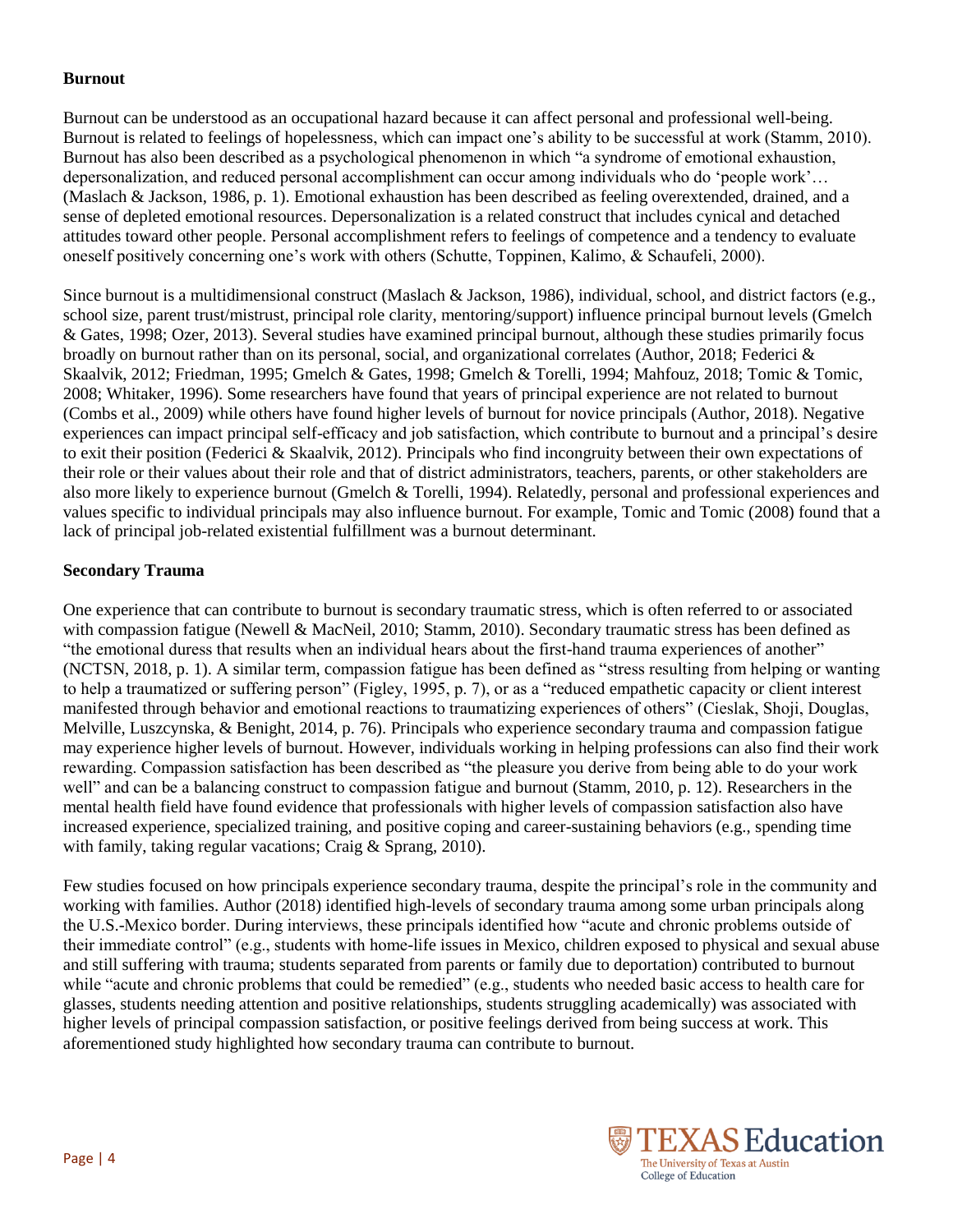**Burnout**

Burnout can be understood as an occupational hazard because it can affect personal and professional well-being. Burnout is related to feelings of hopelessness, which can impact one's ability to be successful at work (Stamm, 2010). Burnout has also been described as a psychological phenomenon in which "a syndrome of emotional exhaustion, depersonalization, and reduced personal accomplishment can occur among individuals who do 'people work'… (Maslach & Jackson, 1986, p. 1). Emotional exhaustion has been described as feeling overextended, drained, and a sense of depleted emotional resources. Depersonalization is a related construct that includes cynical and detached attitudes toward other people. Personal accomplishment refers to feelings of competence and a tendency to evaluate oneself positively concerning one's work with others (Schutte, Toppinen, Kalimo, & Schaufeli, 2000).

Since burnout is a multidimensional construct (Maslach & Jackson, 1986), individual, school, and district factors (e.g., school size, parent trust/mistrust, principal role clarity, mentoring/support) influence principal burnout levels (Gmelch & Gates, 1998; Ozer, 2013). Several studies have examined principal burnout, although these studies primarily focus broadly on burnout rather than on its personal, social, and organizational correlates (Author, 2018; Federici & Skaalvik, 2012; Friedman, 1995; Gmelch & Gates, 1998; Gmelch & Torelli, 1994; Mahfouz, 2018; Tomic & Tomic, 2008; Whitaker, 1996). Some researchers have found that years of principal experience are not related to burnout (Combs et al., 2009) while others have found higher levels of burnout for novice principals (Author, 2018). Negative experiences can impact principal self-efficacy and job satisfaction, which contribute to burnout and a principal's desire to exit their position (Federici & Skaalvik, 2012). Principals who find incongruity between their own expectations of their role or their values about their role and that of district administrators, teachers, parents, or other stakeholders are also more likely to experience burnout (Gmelch & Torelli, 1994). Relatedly, personal and professional experiences and values specific to individual principals may also influence burnout. For example, Tomic and Tomic (2008) found that a lack of principal job-related existential fulfillment was a burnout determinant.

**Secondary Trauma**

One experience that can contribute to burnout is secondary traumatic stress, which is often referred to or associated with compassion fatigue (Newell & MacNeil, 2010; Stamm, 2010). Secondary traumatic stress has been defined as "the emotional duress that results when an individual hears about the first-hand trauma experiences of another" (NCTSN, 2018, p. 1). A similar term, compassion fatigue has been defined as "stress resulting from helping or wanting to help a traumatized or suffering person" (Figley, 1995, p. 7), or as a "reduced empathetic capacity or client interest manifested through behavior and emotional reactions to traumatizing experiences of others" (Cieslak, Shoji, Douglas, Melville, Luszczynska, & Benight, 2014, p. 76). Principals who experience secondary trauma and compassion fatigue may experience higher levels of burnout. However, individuals working in helping professions can also find their work rewarding. Compassion satisfaction has been described as "the pleasure you derive from being able to do your work well" and can be a balancing construct to compassion fatigue and burnout (Stamm, 2010, p. 12). Researchers in the mental health field have found evidence that professionals with higher levels of compassion satisfaction also have increased experience, specialized training, and positive coping and career-sustaining behaviors (e.g., spending time with family, taking regular vacations; Craig & Sprang, 2010).

Few studies focused on how principals experience secondary trauma, despite the principal's role in the community and working with families. Author (2018) identified high-levels of secondary trauma among some urban principals along the U.S.-Mexico border. During interviews, these principals identified how "acute and chronic problems outside of their immediate control" (e.g., students with home-life issues in Mexico, children exposed to physical and sexual abuse and still suffering with trauma; students separated from parents or family due to deportation) contributed to burnout while "acute and chronic problems that could be remedied" (e.g., students who needed basic access to health care for glasses, students needing attention and positive relationships, students struggling academically) was associated with higher levels of principal compassion satisfaction, or positive feelings derived from being success at work. This aforementioned study highlighted how secondary trauma can contribute to burnout.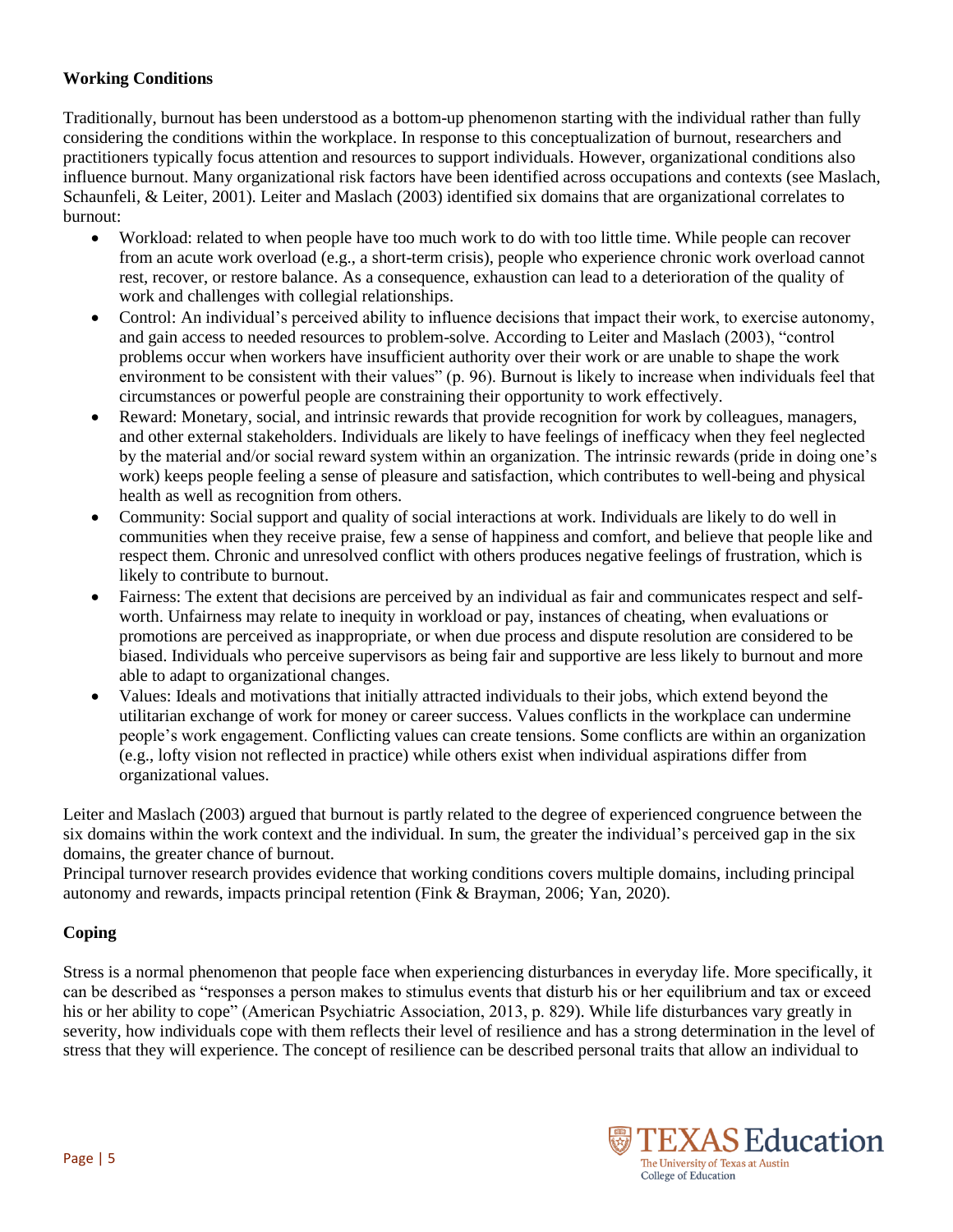**Working Conditions**

Traditionally, burnout has been understood as a bottom-up phenomenon starting with the individual rather than fully considering the conditions within the workplace. In response to this conceptualization of burnout, researchers and practitioners typically focus attention and resources to support individuals. However, organizational conditions also influence burnout. Many organizational risk factors have been identified across occupations and contexts (see Maslach, Schaunfeli, & Leiter, 2001). Leiter and Maslach (2003) identified six domains that are organizational correlates to burnout:

- Workload: related to when people have too much work to do with too little time. While people can recover from an acute work overload (e.g., a short-term crisis), people who experience chronic work overload cannot rest, recover, or restore balance. As a consequence, exhaustion can lead to a deterioration of the quality of work and challenges with collegial relationships.
- Control: An individual's perceived ability to influence decisions that impact their work, to exercise autonomy, and gain access to needed resources to problem-solve. According to Leiter and Maslach (2003), "control problems occur when workers have insufficient authority over their work or are unable to shape the work environment to be consistent with their values" (p. 96). Burnout is likely to increase when individuals feel that circumstances or powerful people are constraining their opportunity to work effectively.
- Reward: Monetary, social, and intrinsic rewards that provide recognition for work by colleagues, managers, and other external stakeholders. Individuals are likely to have feelings of inefficacy when they feel neglected by the material and/or social reward system within an organization. The intrinsic rewards (pride in doing one's work) keeps people feeling a sense of pleasure and satisfaction, which contributes to well-being and physical health as well as recognition from others.
- Community: Social support and quality of social interactions at work. Individuals are likely to do well in communities when they receive praise, few a sense of happiness and comfort, and believe that people like and respect them. Chronic and unresolved conflict with others produces negative feelings of frustration, which is likely to contribute to burnout.
- Fairness: The extent that decisions are perceived by an individual as fair and communicates respect and self-worth. Unfairness may relate to inequity in workload or pay, instances of cheating, when evaluations or promotions are perceived as inappropriate, or when due process and dispute resolution are considered to be biased. Individuals who perceive supervisors as being fair and supportive are less likely to burnout and more able to adapt to organizational changes.
- Values: Ideals and motivations that initially attracted individuals to their jobs, which extend beyond the utilitarian exchange of work for money or career success. Values conflicts in the workplace can undermine people's work engagement. Conflicting values can create tensions. Some conflicts are within an organization (e.g., lofty vision not reflected in practice) while others exist when individual aspirations differ from organizational values.

Leiter and Maslach (2003) argued that burnout is partly related to the degree of experienced congruence between the six domains within the work context and the individual. In sum, the greater the individual's perceived gap in the six domains, the greater chance of burnout.

Principal turnover research provides evidence that working conditions covers multiple domains, including principal autonomy and rewards, impacts principal retention (Fink & Brayman, 2006; Yan, 2020).

**Coping**

Stress is a normal phenomenon that people face when experiencing disturbances in everyday life. More specifically, it can be described as "responses a person makes to stimulus events that disturb his or her equilibrium and tax or exceed his or her ability to cope" (American Psychiatric Association, 2013, p. 829). While life disturbances vary greatly in severity, how individuals cope with them reflects their level of resilience and has a strong determination in the level of stress that they will experience. The concept of resilience can be described personal traits that allow an individual to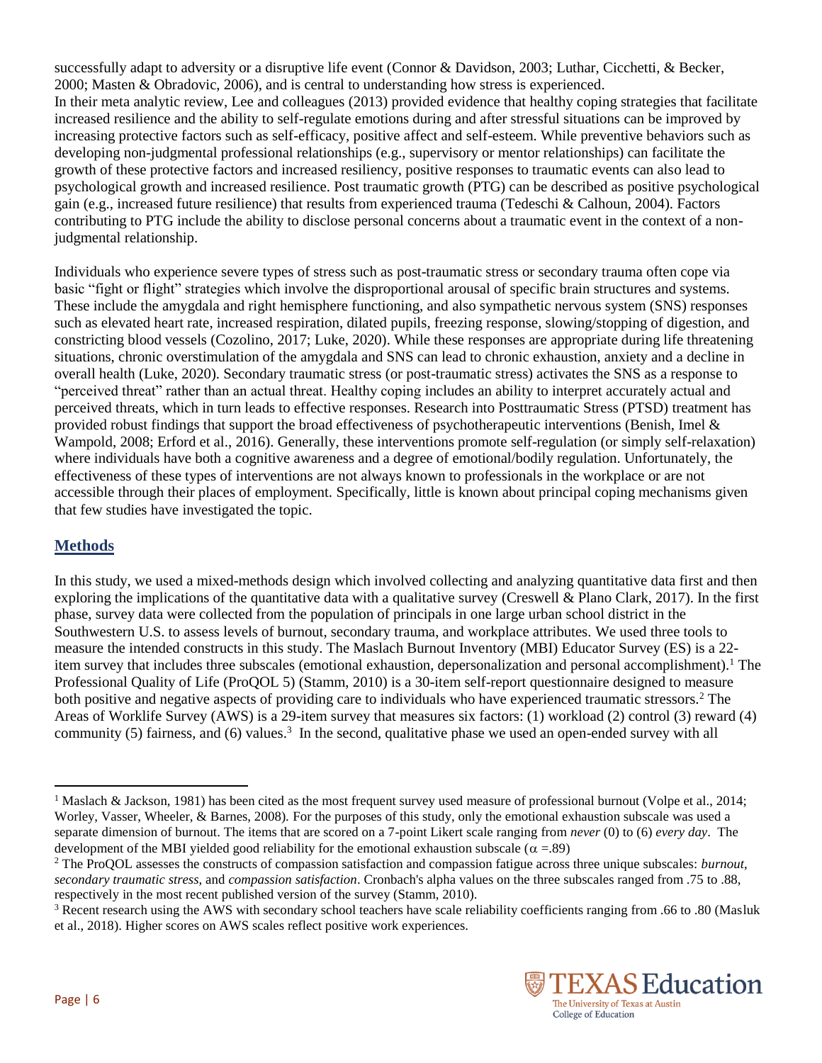successfully adapt to adversity or a disruptive life event (Connor & Davidson, 2003; Luthar, Cicchetti, & Becker, 2000; Masten & Obradovic, 2006), and is central to understanding how stress is experienced.

In their meta analytic review, Lee and colleagues (2013) provided evidence that healthy coping strategies that facilitate increased resilience and the ability to self-regulate emotions during and after stressful situations can be improved by increasing protective factors such as self-efficacy, positive affect and self-esteem. While preventive behaviors such as developing non-judgmental professional relationships (e.g., supervisory or mentor relationships) can facilitate the growth of these protective factors and increased resiliency, positive responses to traumatic events can also lead to psychological growth and increased resilience. Post traumatic growth (PTG) can be described as positive psychological gain (e.g., increased future resilience) that results from experienced trauma (Tedeschi & Calhoun, 2004). Factors contributing to PTG include the ability to disclose personal concerns about a traumatic event in the context of a non-judgmental relationship.

Individuals who experience severe types of stress such as post-traumatic stress or secondary trauma often cope via basic "fight or flight" strategies which involve the disproportional arousal of specific brain structures and systems. These include the amygdala and right hemisphere functioning, and also sympathetic nervous system (SNS) responses such as elevated heart rate, increased respiration, dilated pupils, freezing response, slowing/stopping of digestion, and constricting blood vessels (Cozolino, 2017; Luke, 2020). While these responses are appropriate during life threatening situations, chronic overstimulation of the amygdala and SNS can lead to chronic exhaustion, anxiety and a decline in overall health (Luke, 2020). Secondary traumatic stress (or post-traumatic stress) activates the SNS as a response to "perceived threat" rather than an actual threat. Healthy coping includes an ability to interpret accurately actual and perceived threats, which in turn leads to effective responses. Research into Posttraumatic Stress (PTSD) treatment has provided robust findings that support the broad effectiveness of psychotherapeutic interventions (Benish, Imel & Wampold, 2008; Erford et al., 2016). Generally, these interventions promote self-regulation (or simply self-relaxation) where individuals have both a cognitive awareness and a degree of emotional/bodily regulation. Unfortunately, the effectiveness of these types of interventions are not always known to professionals in the workplace or are not accessible through their places of employment. Specifically, little is known about principal coping mechanisms given that few studies have investigated the topic.

## Methods

In this study, we used a mixed-methods design which involved collecting and analyzing quantitative data first and then exploring the implications of the quantitative data with a qualitative survey (Creswell & Plano Clark, 2017). In the first phase, survey data were collected from the population of principals in one large urban school district in the Southwestern U.S. to assess levels of burnout, secondary trauma, and workplace attributes. We used three tools to measure the intended constructs in this study. The Maslach Burnout Inventory (MBI) Educator Survey (ES) is a 22-item survey that includes three subscales (emotional exhaustion, depersonalization and personal accomplishment).[1] The Professional Quality of Life (ProQOL 5) (Stamm, 2010) is a 30-item self-report questionnaire designed to measure both positive and negative aspects of providing care to individuals who have experienced traumatic stressors.[2] The Areas of Worklife Survey (AWS) is a 29-item survey that measures six factors: (1) workload (2) control (3) reward (4) community (5) fairness, and (6) values.[3] In the second, qualitative phase we used an open-ended survey with all

---

[1] Maslach & Jackson, 1981) has been cited as the most frequent survey used measure of professional burnout (Volpe et al., 2014; Worley, Vasser, Wheeler, & Barnes, 2008). For the purposes of this study, only the emotional exhaustion subscale was used a separate dimension of burnout. The items that are scored on a 7-point Likert scale ranging from *never* (0) to (6) *every day*. The development of the MBI yielded good reliability for the emotional exhaustion subscale ($\alpha$ =.89)

[2] The ProQOL assesses the constructs of compassion satisfaction and compassion fatigue across three unique subscales: *burnout*, *secondary traumatic stress*, and *compassion satisfaction*. Cronbach's alpha values on the three subscales ranged from .75 to .88, respectively in the most recent published version of the survey (Stamm, 2010).

[3] Recent research using the AWS with secondary school teachers have scale reliability coefficients ranging from .66 to .80 (Masluk et al., 2018). Higher scores on AWS scales reflect positive work experiences.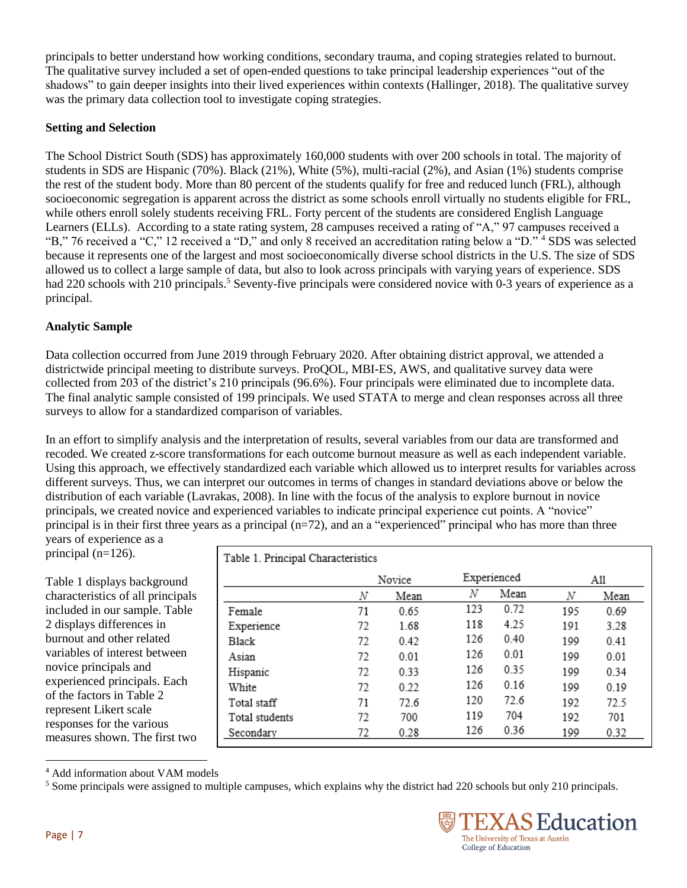principals to better understand how working conditions, secondary trauma, and coping strategies related to burnout. The qualitative survey included a set of open-ended questions to take principal leadership experiences "out of the shadows" to gain deeper insights into their lived experiences within contexts (Hallinger, 2018). The qualitative survey was the primary data collection tool to investigate coping strategies.

### Setting and Selection

The School District South (SDS) has approximately 160,000 students with over 200 schools in total. The majority of students in SDS are Hispanic (70%). Black (21%), White (5%), multi-racial (2%), and Asian (1%) students comprise the rest of the student body. More than 80 percent of the students qualify for free and reduced lunch (FRL), although socioeconomic segregation is apparent across the district as some schools enroll virtually no students eligible for FRL, while others enroll solely students receiving FRL. Forty percent of the students are considered English Language Learners (ELLs). According to a state rating system, 28 campuses received a rating of "A," 97 campuses received a "B," 76 received a "C," 12 received a "D," and only 8 received an accreditation rating below a "D." [4] SDS was selected because it represents one of the largest and most socioeconomically diverse school districts in the U.S. The size of SDS allowed us to collect a large sample of data, but also to look across principals with varying years of experience. SDS had 220 schools with 210 principals.[5] Seventy-five principals were considered novice with 0-3 years of experience as a principal.

### Analytic Sample

Data collection occurred from June 2019 through February 2020. After obtaining district approval, we attended a districtwide principal meeting to distribute surveys. ProQOL, MBI-ES, AWS, and qualitative survey data were collected from 203 of the district's 210 principals (96.6%). Four principals were eliminated due to incomplete data. The final analytic sample consisted of 199 principals. We used STATA to merge and clean responses across all three surveys to allow for a standardized comparison of variables.

In an effort to simplify analysis and the interpretation of results, several variables from our data are transformed and recoded. We created z-score transformations for each outcome burnout measure as well as each independent variable. Using this approach, we effectively standardized each variable which allowed us to interpret results for variables across different surveys. Thus, we can interpret our outcomes in terms of changes in standard deviations above or below the distribution of each variable (Lavrakas, 2008). In line with the focus of the analysis to explore burnout in novice principals, we created novice and experienced variables to indicate principal experience cut points. A "novice" principal is in their first three years as a principal (n=72), and an "experienced" principal who has more than three years of experience as a principal (n=126).

Table 1 displays background characteristics of all principals included in our sample. Table 2 displays differences in burnout and other related variables of interest between novice principals and experienced principals. Each of the factors in Table 2 represent Likert scale responses for the various measures shown. The first two

Table 1. Principal Characteristics

| | Novice | | Experienced | | All | |
|---|---|---|---|---|---|---|
| | N | Mean | N | Mean | N | Mean |
| Female | 71 | 0.65 | 123 | 0.72 | 195 | 0.69 |
| Experience | 72 | 1.68 | 118 | 4.25 | 191 | 3.28 |
| Black | 72 | 0.42 | 126 | 0.40 | 199 | 0.41 |
| Asian | 72 | 0.01 | 126 | 0.01 | 199 | 0.01 |
| Hispanic | 72 | 0.33 | 126 | 0.35 | 199 | 0.34 |
| White | 72 | 0.22 | 126 | 0.16 | 199 | 0.19 |
| Total staff | 71 | 72.6 | 120 | 72.6 | 192 | 72.5 |
| Total students | 72 | 700 | 119 | 704 | 192 | 701 |
| Secondary | 72 | 0.28 | 126 | 0.36 | 199 | 0.32 |

[4] Add information about VAM models

[5] Some principals were assigned to multiple campuses, which explains why the district had 220 schools but only 210 principals.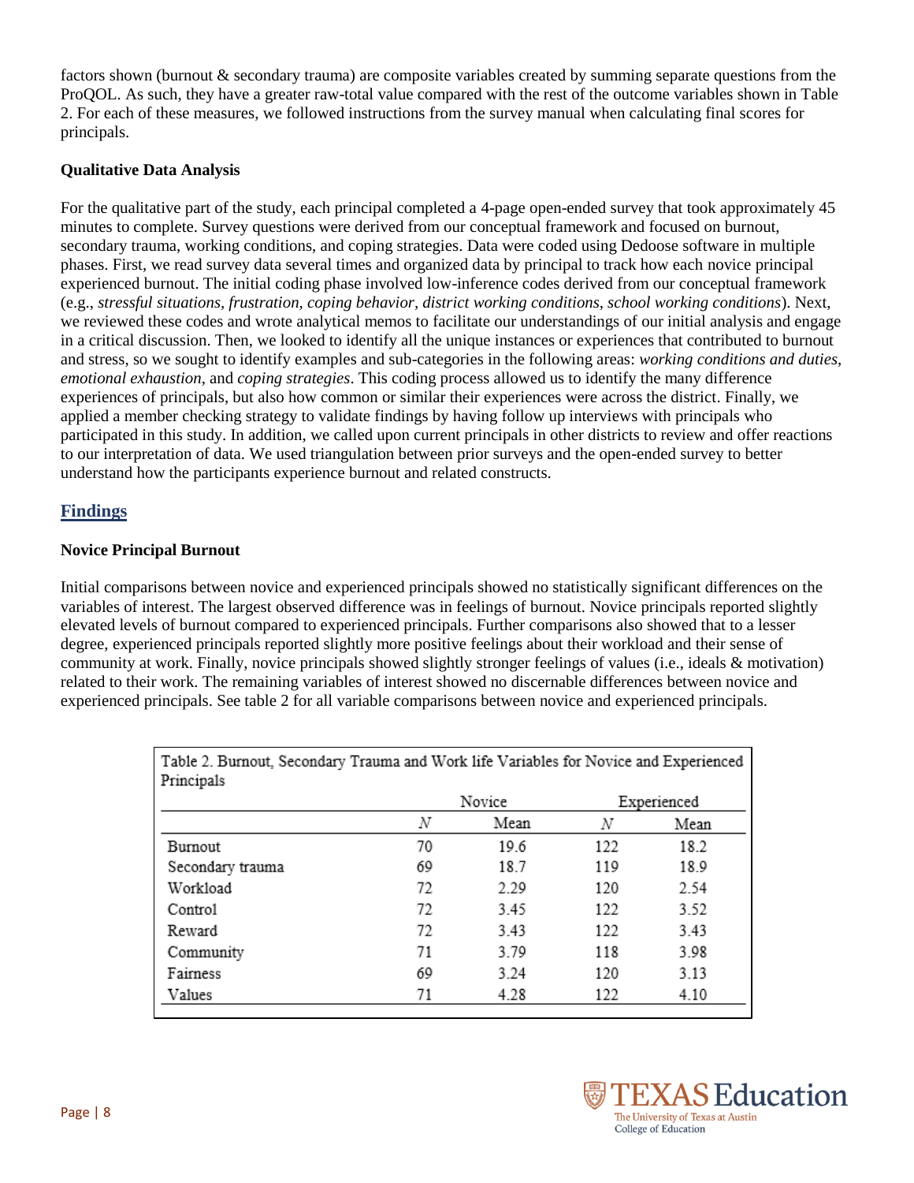factors shown (burnout & secondary trauma) are composite variables created by summing separate questions from the ProQOL. As such, they have a greater raw-total value compared with the rest of the outcome variables shown in Table 2. For each of these measures, we followed instructions from the survey manual when calculating final scores for principals.

### Qualitative Data Analysis

For the qualitative part of the study, each principal completed a 4-page open-ended survey that took approximately 45 minutes to complete. Survey questions were derived from our conceptual framework and focused on burnout, secondary trauma, working conditions, and coping strategies. Data were coded using Dedoose software in multiple phases. First, we read survey data several times and organized data by principal to track how each novice principal experienced burnout. The initial coding phase involved low-inference codes derived from our conceptual framework (e.g., *stressful situations*, *frustration*, *coping behavior*, *district working conditions*, *school working conditions*). Next, we reviewed these codes and wrote analytical memos to facilitate our understandings of our initial analysis and engage in a critical discussion. Then, we looked to identify all the unique instances or experiences that contributed to burnout and stress, so we sought to identify examples and sub-categories in the following areas: *working conditions and duties*, *emotional exhaustion*, and *coping strategies*. This coding process allowed us to identify the many difference experiences of principals, but also how common or similar their experiences were across the district. Finally, we applied a member checking strategy to validate findings by having follow up interviews with principals who participated in this study. In addition, we called upon current principals in other districts to review and offer reactions to our interpretation of data. We used triangulation between prior surveys and the open-ended survey to better understand how the participants experience burnout and related constructs.

## Findings

### Novice Principal Burnout

Initial comparisons between novice and experienced principals showed no statistically significant differences on the variables of interest. The largest observed difference was in feelings of burnout. Novice principals reported slightly elevated levels of burnout compared to experienced principals. Further comparisons also showed that to a lesser degree, experienced principals reported slightly more positive feelings about their workload and their sense of community at work. Finally, novice principals showed slightly stronger feelings of values (i.e., ideals & motivation) related to their work. The remaining variables of interest showed no discernable differences between novice and experienced principals. See table 2 for all variable comparisons between novice and experienced principals.

Table 2. Burnout, Secondary Trauma and Work life Variables for Novice and Experienced Principals

| | Novice | | Experienced | |
|---|---|---|---|---|
| | *N* | Mean | *N* | Mean |
| Burnout | 70 | 19.6 | 122 | 18.2 |
| Secondary trauma | 69 | 18.7 | 119 | 18.9 |
| Workload | 72 | 2.29 | 120 | 2.54 |
| Control | 72 | 3.45 | 122 | 3.52 |
| Reward | 72 | 3.43 | 122 | 3.43 |
| Community | 71 | 3.79 | 118 | 3.98 |
| Fairness | 69 | 3.24 | 120 | 3.13 |
| Values | 71 | 4.28 | 122 | 4.10 |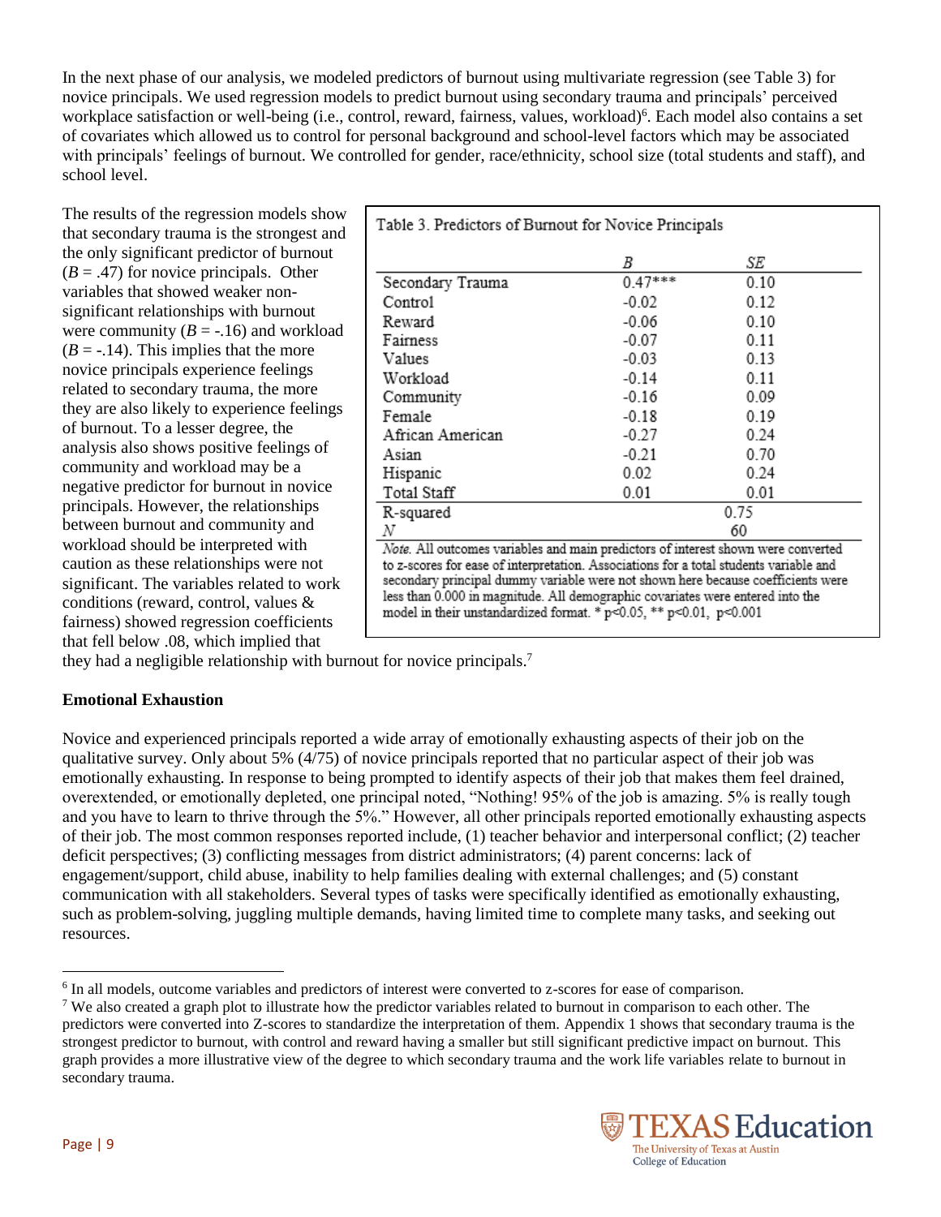In the next phase of our analysis, we modeled predictors of burnout using multivariate regression (see Table 3) for novice principals. We used regression models to predict burnout using secondary trauma and principals' perceived workplace satisfaction or well-being (i.e., control, reward, fairness, values, workload)[6]. Each model also contains a set of covariates which allowed us to control for personal background and school-level factors which may be associated with principals' feelings of burnout. We controlled for gender, race/ethnicity, school size (total students and staff), and school level.

The results of the regression models show that secondary trauma is the strongest and the only significant predictor of burnout (*B* = .47) for novice principals. Other variables that showed weaker non-significant relationships with burnout were community (*B* = -.16) and workload (*B* = -.14). This implies that the more novice principals experience feelings related to secondary trauma, the more they are also likely to experience feelings of burnout. To a lesser degree, the analysis also shows positive feelings of community and workload may be a negative predictor for burnout in novice principals. However, the relationships between burnout and community and workload should be interpreted with caution as these relationships were not significant. The variables related to work conditions (reward, control, values & fairness) showed regression coefficients that fell below .08, which implied that they had a negligible relationship with burnout for novice principals.[7]

Table 3. Predictors of Burnout for Novice Principals

| | *B* | *SE* |
|---|---|---|
| Secondary Trauma | 0.47*** | 0.10 |
| Control | -0.02 | 0.12 |
| Reward | -0.06 | 0.10 |
| Fairness | -0.07 | 0.11 |
| Values | -0.03 | 0.13 |
| Workload | -0.14 | 0.11 |
| Community | -0.16 | 0.09 |
| Female | -0.18 | 0.19 |
| African American | -0.27 | 0.24 |
| Asian | -0.21 | 0.70 |
| Hispanic | 0.02 | 0.24 |
| Total Staff | 0.01 | 0.01 |
| R-squared | 0.75 | |
| *N* | 60 | |

*Note.* All outcomes variables and main predictors of interest shown were converted to z-scores for ease of interpretation. Associations for a total students variable and secondary principal dummy variable were not shown here because coefficients were less than 0.000 in magnitude. All demographic covariates were entered into the model in their unstandardized format. * $p<0.05$, ** $p<0.01$, $p<0.001$

**Emotional Exhaustion**

Novice and experienced principals reported a wide array of emotionally exhausting aspects of their job on the qualitative survey. Only about 5% (4/75) of novice principals reported that no particular aspect of their job was emotionally exhausting. In response to being prompted to identify aspects of their job that makes them feel drained, overextended, or emotionally depleted, one principal noted, "Nothing! 95% of the job is amazing. 5% is really tough and you have to learn to thrive through the 5%." However, all other principals reported emotionally exhausting aspects of their job. The most common responses reported include, (1) teacher behavior and interpersonal conflict; (2) teacher deficit perspectives; (3) conflicting messages from district administrators; (4) parent concerns: lack of engagement/support, child abuse, inability to help families dealing with external challenges; and (5) constant communication with all stakeholders. Several types of tasks were specifically identified as emotionally exhausting, such as problem-solving, juggling multiple demands, having limited time to complete many tasks, and seeking out resources.

---

[6] In all models, outcome variables and predictors of interest were converted to z-scores for ease of comparison.

[7] We also created a graph plot to illustrate how the predictor variables related to burnout in comparison to each other. The predictors were converted into Z-scores to standardize the interpretation of them. Appendix 1 shows that secondary trauma is the strongest predictor to burnout, with control and reward having a smaller but still significant predictive impact on burnout. This graph provides a more illustrative view of the degree to which secondary trauma and the work life variables relate to burnout in secondary trauma.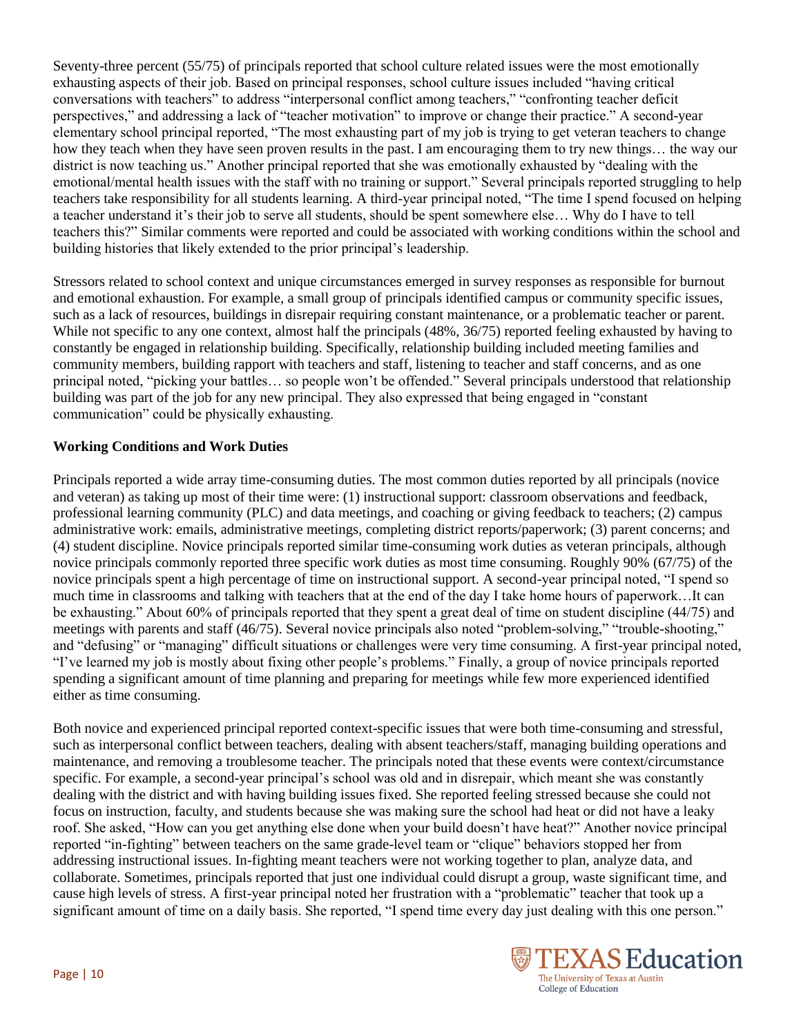Seventy-three percent (55/75) of principals reported that school culture related issues were the most emotionally exhausting aspects of their job. Based on principal responses, school culture issues included "having critical conversations with teachers" to address "interpersonal conflict among teachers," "confronting teacher deficit perspectives," and addressing a lack of "teacher motivation" to improve or change their practice." A second-year elementary school principal reported, "The most exhausting part of my job is trying to get veteran teachers to change how they teach when they have seen proven results in the past. I am encouraging them to try new things… the way our district is now teaching us." Another principal reported that she was emotionally exhausted by "dealing with the emotional/mental health issues with the staff with no training or support." Several principals reported struggling to help teachers take responsibility for all students learning. A third-year principal noted, "The time I spend focused on helping a teacher understand it's their job to serve all students, should be spent somewhere else… Why do I have to tell teachers this?" Similar comments were reported and could be associated with working conditions within the school and building histories that likely extended to the prior principal's leadership.

Stressors related to school context and unique circumstances emerged in survey responses as responsible for burnout and emotional exhaustion. For example, a small group of principals identified campus or community specific issues, such as a lack of resources, buildings in disrepair requiring constant maintenance, or a problematic teacher or parent. While not specific to any one context, almost half the principals (48%, 36/75) reported feeling exhausted by having to constantly be engaged in relationship building. Specifically, relationship building included meeting families and community members, building rapport with teachers and staff, listening to teacher and staff concerns, and as one principal noted, "picking your battles… so people won't be offended." Several principals understood that relationship building was part of the job for any new principal. They also expressed that being engaged in "constant communication" could be physically exhausting.

**Working Conditions and Work Duties**

Principals reported a wide array time-consuming duties. The most common duties reported by all principals (novice and veteran) as taking up most of their time were: (1) instructional support: classroom observations and feedback, professional learning community (PLC) and data meetings, and coaching or giving feedback to teachers; (2) campus administrative work: emails, administrative meetings, completing district reports/paperwork; (3) parent concerns; and (4) student discipline. Novice principals reported similar time-consuming work duties as veteran principals, although novice principals commonly reported three specific work duties as most time consuming. Roughly 90% (67/75) of the novice principals spent a high percentage of time on instructional support. A second-year principal noted, "I spend so much time in classrooms and talking with teachers that at the end of the day I take home hours of paperwork…It can be exhausting." About 60% of principals reported that they spent a great deal of time on student discipline (44/75) and meetings with parents and staff (46/75). Several novice principals also noted "problem-solving," "trouble-shooting," and "defusing" or "managing" difficult situations or challenges were very time consuming. A first-year principal noted, "I've learned my job is mostly about fixing other people's problems." Finally, a group of novice principals reported spending a significant amount of time planning and preparing for meetings while few more experienced identified either as time consuming.

Both novice and experienced principal reported context-specific issues that were both time-consuming and stressful, such as interpersonal conflict between teachers, dealing with absent teachers/staff, managing building operations and maintenance, and removing a troublesome teacher. The principals noted that these events were context/circumstance specific. For example, a second-year principal's school was old and in disrepair, which meant she was constantly dealing with the district and with having building issues fixed. She reported feeling stressed because she could not focus on instruction, faculty, and students because she was making sure the school had heat or did not have a leaky roof. She asked, "How can you get anything else done when your build doesn't have heat?" Another novice principal reported "in-fighting" between teachers on the same grade-level team or "clique" behaviors stopped her from addressing instructional issues. In-fighting meant teachers were not working together to plan, analyze data, and collaborate. Sometimes, principals reported that just one individual could disrupt a group, waste significant time, and cause high levels of stress. A first-year principal noted her frustration with a "problematic" teacher that took up a significant amount of time on a daily basis. She reported, "I spend time every day just dealing with this one person."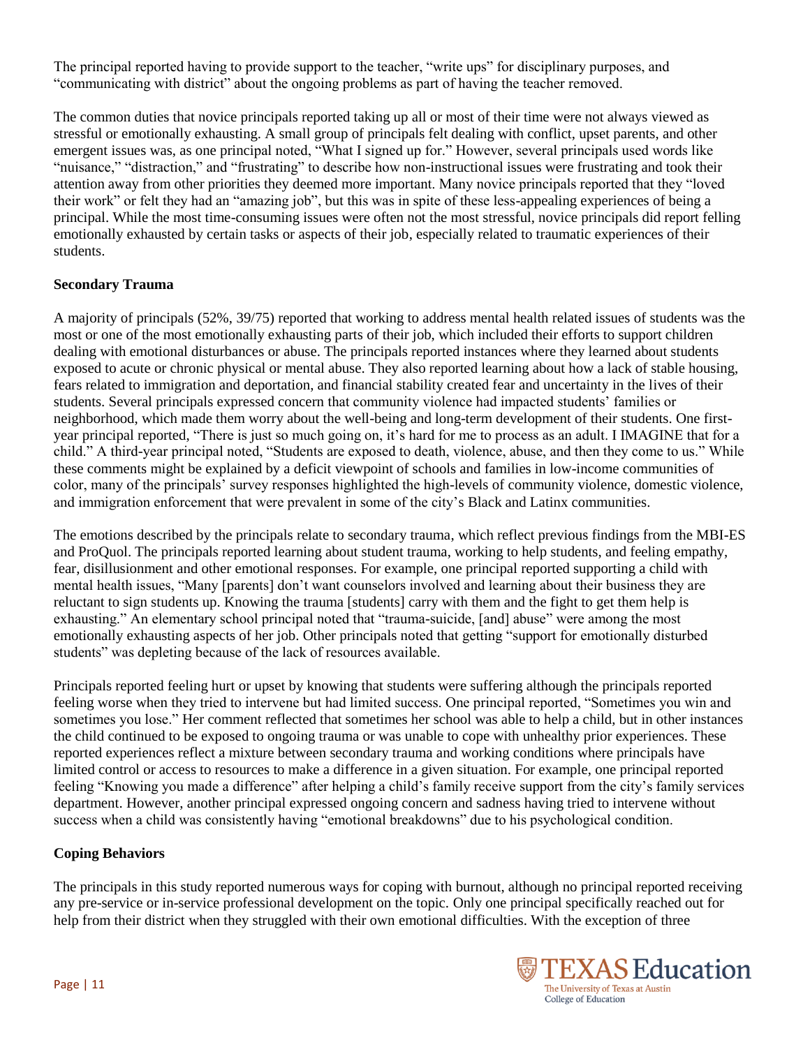The principal reported having to provide support to the teacher, "write ups" for disciplinary purposes, and "communicating with district" about the ongoing problems as part of having the teacher removed.

The common duties that novice principals reported taking up all or most of their time were not always viewed as stressful or emotionally exhausting. A small group of principals felt dealing with conflict, upset parents, and other emergent issues was, as one principal noted, "What I signed up for." However, several principals used words like "nuisance," "distraction," and "frustrating" to describe how non-instructional issues were frustrating and took their attention away from other priorities they deemed more important. Many novice principals reported that they "loved their work" or felt they had an "amazing job", but this was in spite of these less-appealing experiences of being a principal. While the most time-consuming issues were often not the most stressful, novice principals did report felling emotionally exhausted by certain tasks or aspects of their job, especially related to traumatic experiences of their students.

**Secondary Trauma**

A majority of principals (52%, 39/75) reported that working to address mental health related issues of students was the most or one of the most emotionally exhausting parts of their job, which included their efforts to support children dealing with emotional disturbances or abuse. The principals reported instances where they learned about students exposed to acute or chronic physical or mental abuse. They also reported learning about how a lack of stable housing, fears related to immigration and deportation, and financial stability created fear and uncertainty in the lives of their students. Several principals expressed concern that community violence had impacted students' families or neighborhood, which made them worry about the well-being and long-term development of their students. One first-year principal reported, "There is just so much going on, it's hard for me to process as an adult. I IMAGINE that for a child." A third-year principal noted, "Students are exposed to death, violence, abuse, and then they come to us." While these comments might be explained by a deficit viewpoint of schools and families in low-income communities of color, many of the principals' survey responses highlighted the high-levels of community violence, domestic violence, and immigration enforcement that were prevalent in some of the city's Black and Latinx communities.

The emotions described by the principals relate to secondary trauma, which reflect previous findings from the MBI-ES and ProQuol. The principals reported learning about student trauma, working to help students, and feeling empathy, fear, disillusionment and other emotional responses. For example, one principal reported supporting a child with mental health issues, "Many [parents] don't want counselors involved and learning about their business they are reluctant to sign students up. Knowing the trauma [students] carry with them and the fight to get them help is exhausting." An elementary school principal noted that "trauma-suicide, [and] abuse" were among the most emotionally exhausting aspects of her job. Other principals noted that getting "support for emotionally disturbed students" was depleting because of the lack of resources available.

Principals reported feeling hurt or upset by knowing that students were suffering although the principals reported feeling worse when they tried to intervene but had limited success. One principal reported, "Sometimes you win and sometimes you lose." Her comment reflected that sometimes her school was able to help a child, but in other instances the child continued to be exposed to ongoing trauma or was unable to cope with unhealthy prior experiences. These reported experiences reflect a mixture between secondary trauma and working conditions where principals have limited control or access to resources to make a difference in a given situation. For example, one principal reported feeling "Knowing you made a difference" after helping a child's family receive support from the city's family services department. However, another principal expressed ongoing concern and sadness having tried to intervene without success when a child was consistently having "emotional breakdowns" due to his psychological condition.

**Coping Behaviors**

The principals in this study reported numerous ways for coping with burnout, although no principal reported receiving any pre-service or in-service professional development on the topic. Only one principal specifically reached out for help from their district when they struggled with their own emotional difficulties. With the exception of three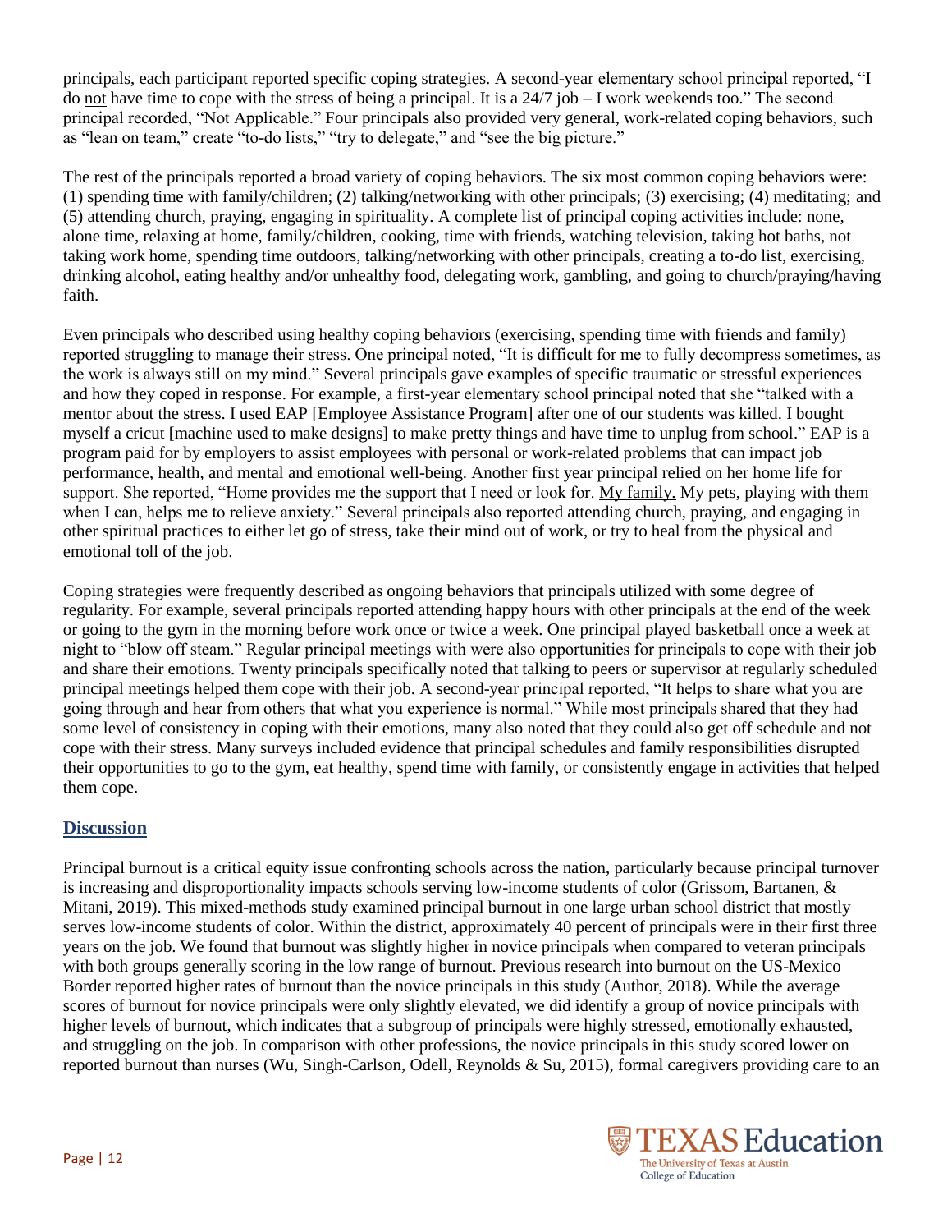principals, each participant reported specific coping strategies. A second-year elementary school principal reported, "I do not have time to cope with the stress of being a principal. It is a 24/7 job – I work weekends too." The second principal recorded, "Not Applicable." Four principals also provided very general, work-related coping behaviors, such as "lean on team," create "to-do lists," "try to delegate," and "see the big picture."

The rest of the principals reported a broad variety of coping behaviors. The six most common coping behaviors were: (1) spending time with family/children; (2) talking/networking with other principals; (3) exercising; (4) meditating; and (5) attending church, praying, engaging in spirituality. A complete list of principal coping activities include: none, alone time, relaxing at home, family/children, cooking, time with friends, watching television, taking hot baths, not taking work home, spending time outdoors, talking/networking with other principals, creating a to-do list, exercising, drinking alcohol, eating healthy and/or unhealthy food, delegating work, gambling, and going to church/praying/having faith.

Even principals who described using healthy coping behaviors (exercising, spending time with friends and family) reported struggling to manage their stress. One principal noted, "It is difficult for me to fully decompress sometimes, as the work is always still on my mind." Several principals gave examples of specific traumatic or stressful experiences and how they coped in response. For example, a first-year elementary school principal noted that she "talked with a mentor about the stress. I used EAP [Employee Assistance Program] after one of our students was killed. I bought myself a cricut [machine used to make designs] to make pretty things and have time to unplug from school." EAP is a program paid for by employers to assist employees with personal or work-related problems that can impact job performance, health, and mental and emotional well-being. Another first year principal relied on her home life for support. She reported, "Home provides me the support that I need or look for. My family. My pets, playing with them when I can, helps me to relieve anxiety." Several principals also reported attending church, praying, and engaging in other spiritual practices to either let go of stress, take their mind out of work, or try to heal from the physical and emotional toll of the job.

Coping strategies were frequently described as ongoing behaviors that principals utilized with some degree of regularity. For example, several principals reported attending happy hours with other principals at the end of the week or going to the gym in the morning before work once or twice a week. One principal played basketball once a week at night to "blow off steam." Regular principal meetings with were also opportunities for principals to cope with their job and share their emotions. Twenty principals specifically noted that talking to peers or supervisor at regularly scheduled principal meetings helped them cope with their job. A second-year principal reported, "It helps to share what you are going through and hear from others that what you experience is normal." While most principals shared that they had some level of consistency in coping with their emotions, many also noted that they could also get off schedule and not cope with their stress. Many surveys included evidence that principal schedules and family responsibilities disrupted their opportunities to go to the gym, eat healthy, spend time with family, or consistently engage in activities that helped them cope.

## Discussion

Principal burnout is a critical equity issue confronting schools across the nation, particularly because principal turnover is increasing and disproportionality impacts schools serving low-income students of color (Grissom, Bartanen, & Mitani, 2019). This mixed-methods study examined principal burnout in one large urban school district that mostly serves low-income students of color. Within the district, approximately 40 percent of principals were in their first three years on the job. We found that burnout was slightly higher in novice principals when compared to veteran principals with both groups generally scoring in the low range of burnout. Previous research into burnout on the US-Mexico Border reported higher rates of burnout than the novice principals in this study (Author, 2018). While the average scores of burnout for novice principals were only slightly elevated, we did identify a group of novice principals with higher levels of burnout, which indicates that a subgroup of principals were highly stressed, emotionally exhausted, and struggling on the job. In comparison with other professions, the novice principals in this study scored lower on reported burnout than nurses (Wu, Singh-Carlson, Odell, Reynolds & Su, 2015), formal caregivers providing care to an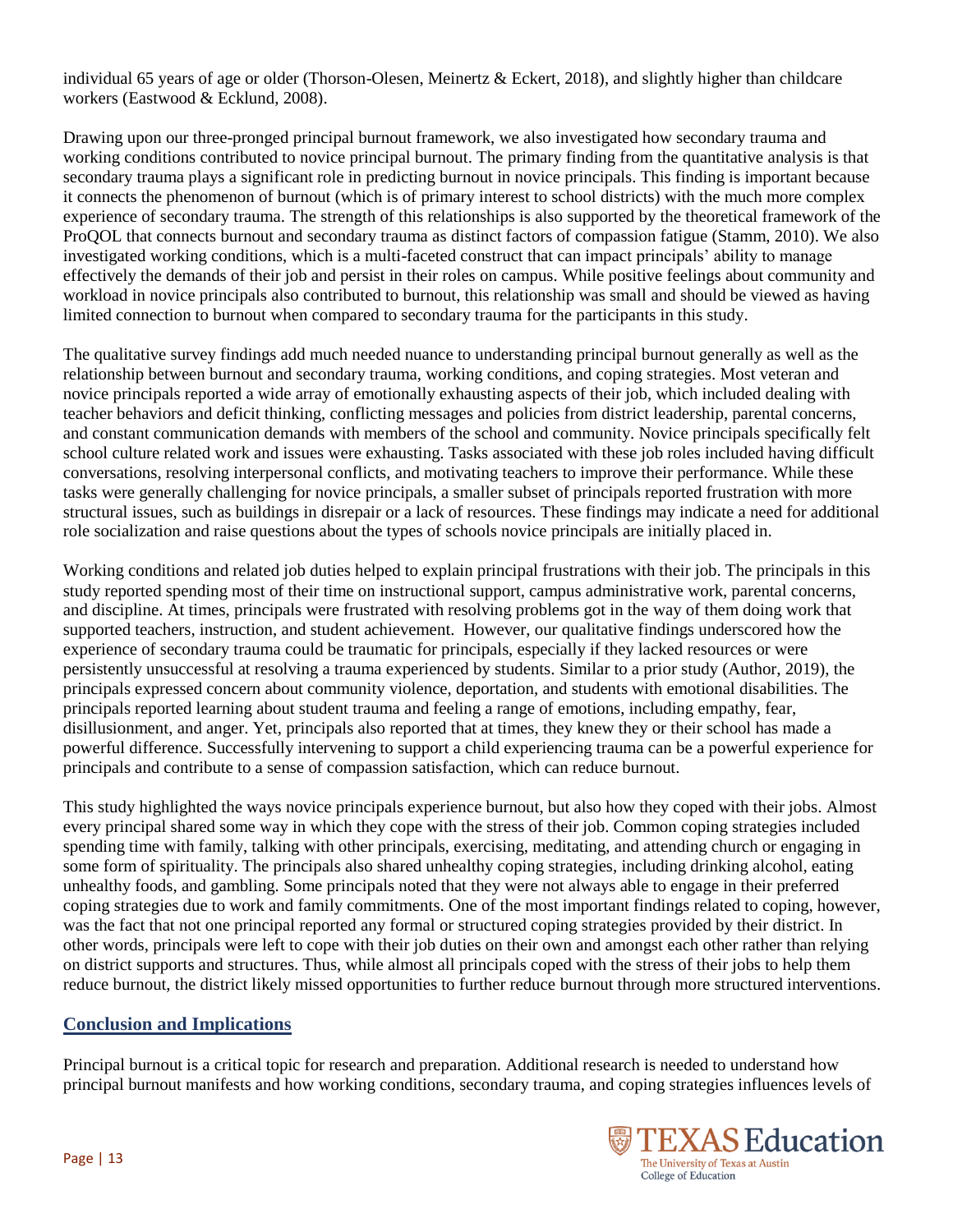individual 65 years of age or older (Thorson-Olesen, Meinertz & Eckert, 2018), and slightly higher than childcare workers (Eastwood & Ecklund, 2008).

Drawing upon our three-pronged principal burnout framework, we also investigated how secondary trauma and working conditions contributed to novice principal burnout. The primary finding from the quantitative analysis is that secondary trauma plays a significant role in predicting burnout in novice principals. This finding is important because it connects the phenomenon of burnout (which is of primary interest to school districts) with the much more complex experience of secondary trauma. The strength of this relationships is also supported by the theoretical framework of the ProQOL that connects burnout and secondary trauma as distinct factors of compassion fatigue (Stamm, 2010). We also investigated working conditions, which is a multi-faceted construct that can impact principals' ability to manage effectively the demands of their job and persist in their roles on campus. While positive feelings about community and workload in novice principals also contributed to burnout, this relationship was small and should be viewed as having limited connection to burnout when compared to secondary trauma for the participants in this study.

The qualitative survey findings add much needed nuance to understanding principal burnout generally as well as the relationship between burnout and secondary trauma, working conditions, and coping strategies. Most veteran and novice principals reported a wide array of emotionally exhausting aspects of their job, which included dealing with teacher behaviors and deficit thinking, conflicting messages and policies from district leadership, parental concerns, and constant communication demands with members of the school and community. Novice principals specifically felt school culture related work and issues were exhausting. Tasks associated with these job roles included having difficult conversations, resolving interpersonal conflicts, and motivating teachers to improve their performance. While these tasks were generally challenging for novice principals, a smaller subset of principals reported frustration with more structural issues, such as buildings in disrepair or a lack of resources. These findings may indicate a need for additional role socialization and raise questions about the types of schools novice principals are initially placed in.

Working conditions and related job duties helped to explain principal frustrations with their job. The principals in this study reported spending most of their time on instructional support, campus administrative work, parental concerns, and discipline. At times, principals were frustrated with resolving problems got in the way of them doing work that supported teachers, instruction, and student achievement. However, our qualitative findings underscored how the experience of secondary trauma could be traumatic for principals, especially if they lacked resources or were persistently unsuccessful at resolving a trauma experienced by students. Similar to a prior study (Author, 2019), the principals expressed concern about community violence, deportation, and students with emotional disabilities. The principals reported learning about student trauma and feeling a range of emotions, including empathy, fear, disillusionment, and anger. Yet, principals also reported that at times, they knew they or their school has made a powerful difference. Successfully intervening to support a child experiencing trauma can be a powerful experience for principals and contribute to a sense of compassion satisfaction, which can reduce burnout.

This study highlighted the ways novice principals experience burnout, but also how they coped with their jobs. Almost every principal shared some way in which they cope with the stress of their job. Common coping strategies included spending time with family, talking with other principals, exercising, meditating, and attending church or engaging in some form of spirituality. The principals also shared unhealthy coping strategies, including drinking alcohol, eating unhealthy foods, and gambling. Some principals noted that they were not always able to engage in their preferred coping strategies due to work and family commitments. One of the most important findings related to coping, however, was the fact that not one principal reported any formal or structured coping strategies provided by their district. In other words, principals were left to cope with their job duties on their own and amongst each other rather than relying on district supports and structures. Thus, while almost all principals coped with the stress of their jobs to help them reduce burnout, the district likely missed opportunities to further reduce burnout through more structured interventions.

## Conclusion and Implications

Principal burnout is a critical topic for research and preparation. Additional research is needed to understand how principal burnout manifests and how working conditions, secondary trauma, and coping strategies influences levels of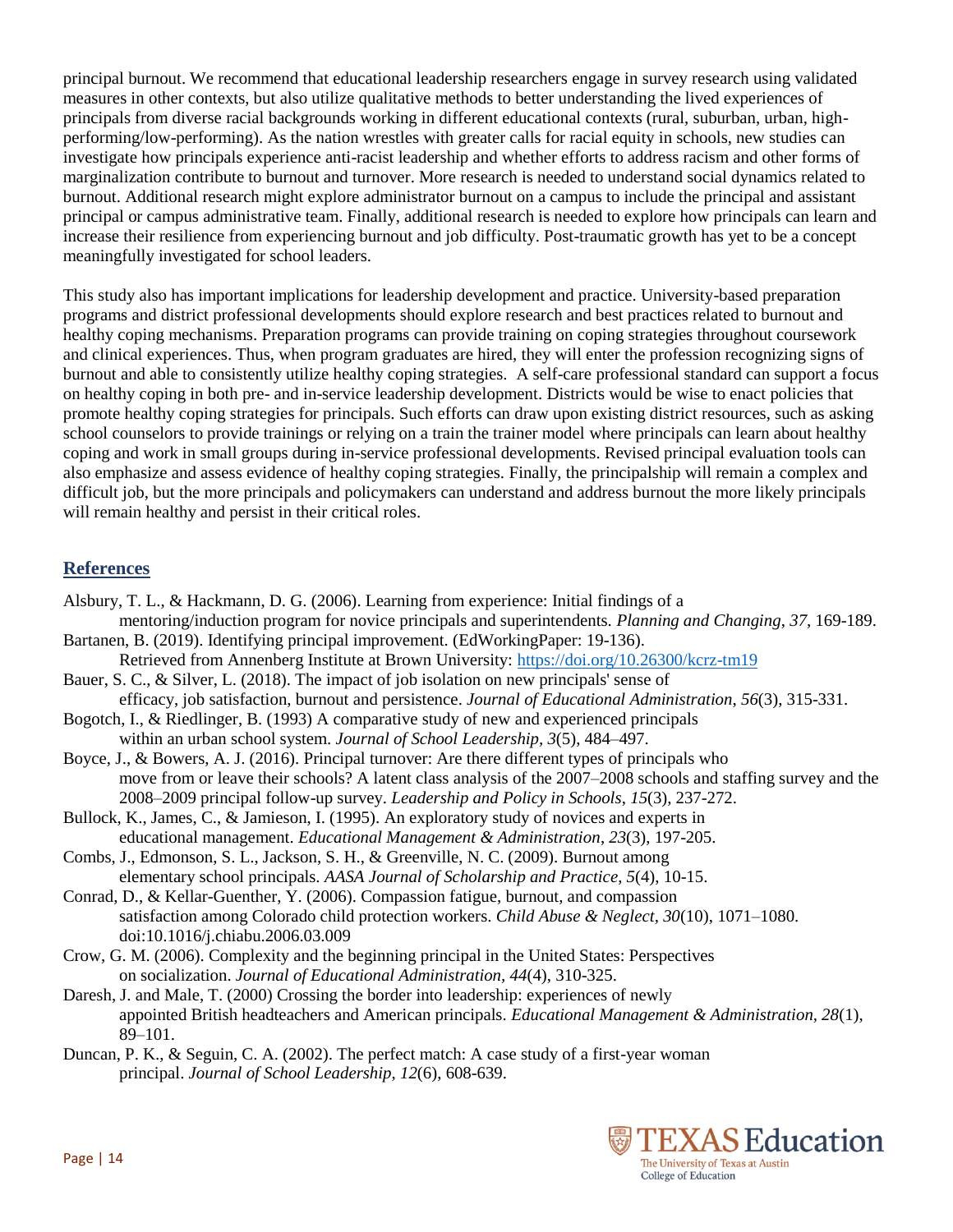principal burnout. We recommend that educational leadership researchers engage in survey research using validated measures in other contexts, but also utilize qualitative methods to better understanding the lived experiences of principals from diverse racial backgrounds working in different educational contexts (rural, suburban, urban, high-performing/low-performing). As the nation wrestles with greater calls for racial equity in schools, new studies can investigate how principals experience anti-racist leadership and whether efforts to address racism and other forms of marginalization contribute to burnout and turnover. More research is needed to understand social dynamics related to burnout. Additional research might explore administrator burnout on a campus to include the principal and assistant principal or campus administrative team. Finally, additional research is needed to explore how principals can learn and increase their resilience from experiencing burnout and job difficulty. Post-traumatic growth has yet to be a concept meaningfully investigated for school leaders.

This study also has important implications for leadership development and practice. University-based preparation programs and district professional developments should explore research and best practices related to burnout and healthy coping mechanisms. Preparation programs can provide training on coping strategies throughout coursework and clinical experiences. Thus, when program graduates are hired, they will enter the profession recognizing signs of burnout and able to consistently utilize healthy coping strategies. A self-care professional standard can support a focus on healthy coping in both pre- and in-service leadership development. Districts would be wise to enact policies that promote healthy coping strategies for principals. Such efforts can draw upon existing district resources, such as asking school counselors to provide trainings or relying on a train the trainer model where principals can learn about healthy coping and work in small groups during in-service professional developments. Revised principal evaluation tools can also emphasize and assess evidence of healthy coping strategies. Finally, the principalship will remain a complex and difficult job, but the more principals and policymakers can understand and address burnout the more likely principals will remain healthy and persist in their critical roles.

## References

Alsbury, T. L., & Hackmann, D. G. (2006). Learning from experience: Initial findings of a mentoring/induction program for novice principals and superintendents. *Planning and Changing*, *37*, 169-189.

Bartanen, B. (2019). Identifying principal improvement. (EdWorkingPaper: 19-136). Retrieved from Annenberg Institute at Brown University: https://doi.org/10.26300/kcrz-tm19

Bauer, S. C., & Silver, L. (2018). The impact of job isolation on new principals' sense of efficacy, job satisfaction, burnout and persistence. *Journal of Educational Administration*, *56*(3), 315-331.

Bogotch, I., & Riedlinger, B. (1993) A comparative study of new and experienced principals within an urban school system. *Journal of School Leadership*, *3*(5), 484–497.

Boyce, J., & Bowers, A. J. (2016). Principal turnover: Are there different types of principals who move from or leave their schools? A latent class analysis of the 2007–2008 schools and staffing survey and the 2008–2009 principal follow-up survey. *Leadership and Policy in Schools*, *15*(3), 237-272.

Bullock, K., James, C., & Jamieson, I. (1995). An exploratory study of novices and experts in educational management. *Educational Management & Administration*, *23*(3), 197-205.

Combs, J., Edmonson, S. L., Jackson, S. H., & Greenville, N. C. (2009). Burnout among elementary school principals. *AASA Journal of Scholarship and Practice*, *5*(4), 10-15.

Conrad, D., & Kellar-Guenther, Y. (2006). Compassion fatigue, burnout, and compassion satisfaction among Colorado child protection workers. *Child Abuse & Neglect*, *30*(10), 1071–1080. doi:10.1016/j.chiabu.2006.03.009

Crow, G. M. (2006). Complexity and the beginning principal in the United States: Perspectives on socialization. *Journal of Educational Administration*, *44*(4), 310-325.

Daresh, J. and Male, T. (2000) Crossing the border into leadership: experiences of newly appointed British headteachers and American principals. *Educational Management & Administration*, *28*(1), 89–101.

Duncan, P. K., & Seguin, C. A. (2002). The perfect match: A case study of a first-year woman principal. *Journal of School Leadership*, *12*(6), 608-639.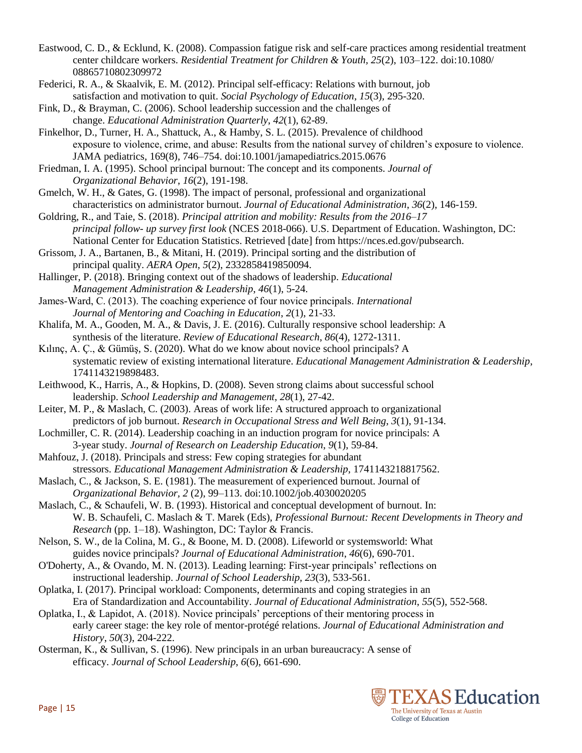Eastwood, C. D., & Ecklund, K. (2008). Compassion fatigue risk and self-care practices among residential treatment center childcare workers. *Residential Treatment for Children & Youth, 25*(2), 103–122. doi:10.1080/08865710802309972

Federici, R. A., & Skaalvik, E. M. (2012). Principal self-efficacy: Relations with burnout, job satisfaction and motivation to quit. *Social Psychology of Education*, *15*(3), 295-320.

Fink, D., & Brayman, C. (2006). School leadership succession and the challenges of change. *Educational Administration Quarterly*, *42*(1), 62-89.

Finkelhor, D., Turner, H. A., Shattuck, A., & Hamby, S. L. (2015). Prevalence of childhood exposure to violence, crime, and abuse: Results from the national survey of children's exposure to violence. JAMA pediatrics, 169(8), 746–754. doi:10.1001/jamapediatrics.2015.0676

Friedman, I. A. (1995). School principal burnout: The concept and its components. *Journal of Organizational Behavior*, *16*(2), 191-198.

Gmelch, W. H., & Gates, G. (1998). The impact of personal, professional and organizational characteristics on administrator burnout. *Journal of Educational Administration*, *36*(2), 146-159.

Goldring, R., and Taie, S. (2018). *Principal attrition and mobility: Results from the 2016–17 principal follow- up survey first look* (NCES 2018-066). U.S. Department of Education. Washington, DC: National Center for Education Statistics. Retrieved [date] from https://nces.ed.gov/pubsearch.

Grissom, J. A., Bartanen, B., & Mitani, H. (2019). Principal sorting and the distribution of principal quality. *AERA Open*, *5*(2), 2332858419850094.

Hallinger, P. (2018). Bringing context out of the shadows of leadership. *Educational Management Administration & Leadership*, *46*(1), 5-24.

James-Ward, C. (2013). The coaching experience of four novice principals. *International Journal of Mentoring and Coaching in Education*, *2*(1), 21-33.

Khalifa, M. A., Gooden, M. A., & Davis, J. E. (2016). Culturally responsive school leadership: A synthesis of the literature. *Review of Educational Research*, *86*(4), 1272-1311.

Kılınç, A. Ç., & Gümüş, S. (2020). What do we know about novice school principals? A systematic review of existing international literature. *Educational Management Administration & Leadership*, 1741143219898483.

Leithwood, K., Harris, A., & Hopkins, D. (2008). Seven strong claims about successful school leadership. *School Leadership and Management*, *28*(1), 27-42.

Leiter, M. P., & Maslach, C. (2003). Areas of work life: A structured approach to organizational predictors of job burnout. *Research in Occupational Stress and Well Being*, *3*(1), 91-134.

Lochmiller, C. R. (2014). Leadership coaching in an induction program for novice principals: A 3-year study. *Journal of Research on Leadership Education*, *9*(1), 59-84.

Mahfouz, J. (2018). Principals and stress: Few coping strategies for abundant stressors. *Educational Management Administration & Leadership*, 1741143218817562.

Maslach, C., & Jackson, S. E. (1981). The measurement of experienced burnout. Journal of *Organizational Behavior, 2* (2), 99–113. doi:10.1002/job.4030020205

Maslach, C., & Schaufeli, W. B. (1993). Historical and conceptual development of burnout. In: W. B. Schaufeli, C. Maslach & T. Marek (Eds), *Professional Burnout: Recent Developments in Theory and Research* (pp. 1–18). Washington, DC: Taylor & Francis.

Nelson, S. W., de la Colina, M. G., & Boone, M. D. (2008). Lifeworld or systemsworld: What guides novice principals? *Journal of Educational Administration*, *46*(6), 690-701.

O'Doherty, A., & Ovando, M. N. (2013). Leading learning: First-year principals' reflections on instructional leadership. *Journal of School Leadership*, *23*(3), 533-561.

Oplatka, I. (2017). Principal workload: Components, determinants and coping strategies in an Era of Standardization and Accountability. *Journal of Educational Administration*, *55*(5), 552-568.

Oplatka, I., & Lapidot, A. (2018). Novice principals' perceptions of their mentoring process in early career stage: the key role of mentor-protégé relations. *Journal of Educational Administration and History*, *50*(3), 204-222.

Osterman, K., & Sullivan, S. (1996). New principals in an urban bureaucracy: A sense of efficacy. *Journal of School Leadership*, *6*(6), 661-690.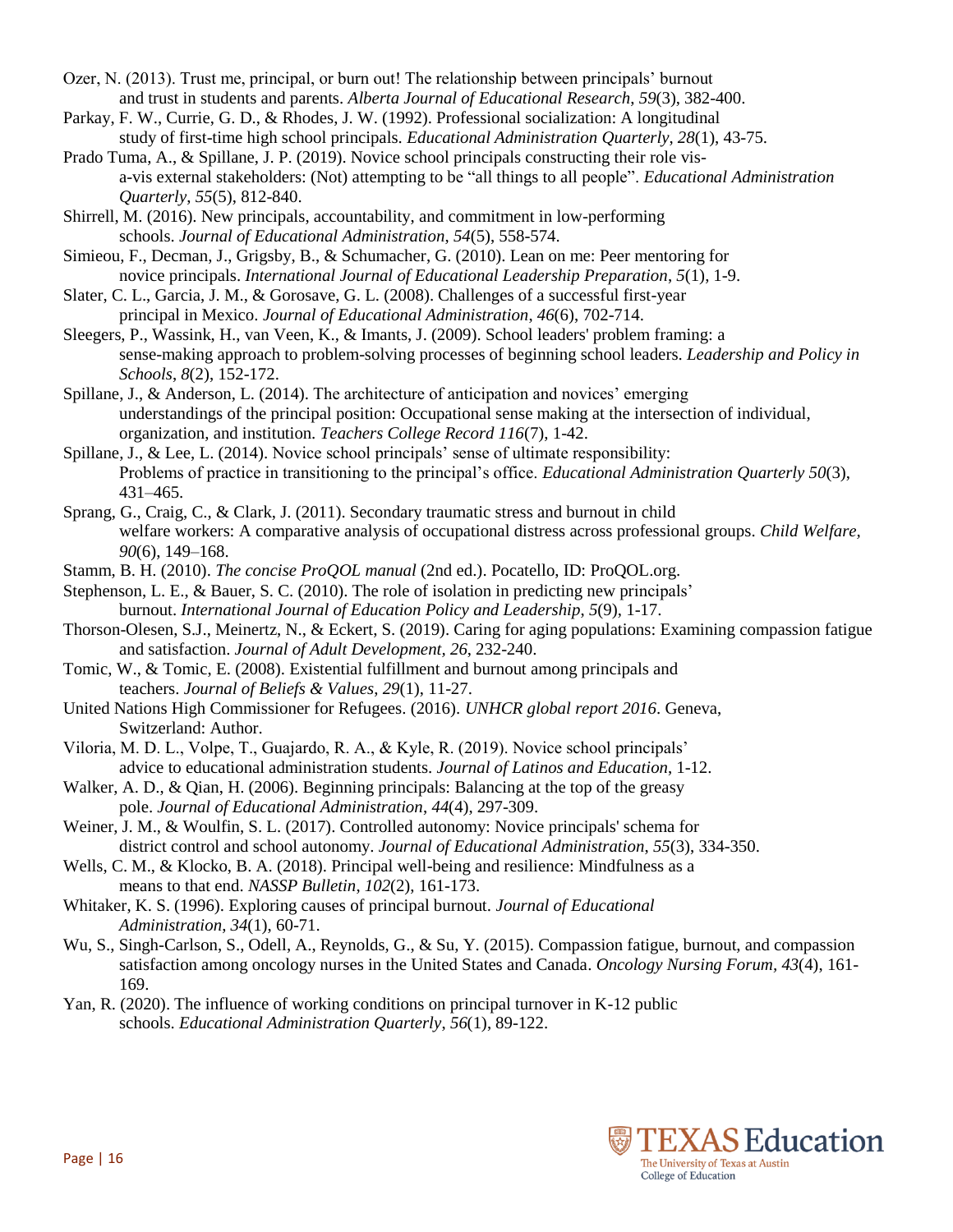Ozer, N. (2013). Trust me, principal, or burn out! The relationship between principals' burnout and trust in students and parents. *Alberta Journal of Educational Research*, *59*(3), 382-400.

Parkay, F. W., Currie, G. D., & Rhodes, J. W. (1992). Professional socialization: A longitudinal study of first-time high school principals. *Educational Administration Quarterly*, *28*(1), 43-75.

Prado Tuma, A., & Spillane, J. P. (2019). Novice school principals constructing their role vis-a-vis external stakeholders: (Not) attempting to be "all things to all people". *Educational Administration Quarterly*, *55*(5), 812-840.

Shirrell, M. (2016). New principals, accountability, and commitment in low-performing schools. *Journal of Educational Administration*, *54*(5), 558-574.

Simieou, F., Decman, J., Grigsby, B., & Schumacher, G. (2010). Lean on me: Peer mentoring for novice principals. *International Journal of Educational Leadership Preparation*, *5*(1), 1-9.

Slater, C. L., Garcia, J. M., & Gorosave, G. L. (2008). Challenges of a successful first-year principal in Mexico. *Journal of Educational Administration*, *46*(6), 702-714.

Sleegers, P., Wassink, H., van Veen, K., & Imants, J. (2009). School leaders' problem framing: a sense-making approach to problem-solving processes of beginning school leaders. *Leadership and Policy in Schools*, *8*(2), 152-172.

Spillane, J., & Anderson, L. (2014). The architecture of anticipation and novices' emerging understandings of the principal position: Occupational sense making at the intersection of individual, organization, and institution. *Teachers College Record 116*(7), 1-42.

Spillane, J., & Lee, L. (2014). Novice school principals' sense of ultimate responsibility: Problems of practice in transitioning to the principal's office. *Educational Administration Quarterly 50*(3), 431–465.

Sprang, G., Craig, C., & Clark, J. (2011). Secondary traumatic stress and burnout in child welfare workers: A comparative analysis of occupational distress across professional groups. *Child Welfare, 90*(6), 149–168.

Stamm, B. H. (2010). *The concise ProQOL manual* (2nd ed.). Pocatello, ID: ProQOL.org.

Stephenson, L. E., & Bauer, S. C. (2010). The role of isolation in predicting new principals' burnout. *International Journal of Education Policy and Leadership*, *5*(9), 1-17.

Thorson-Olesen, S.J., Meinertz, N., & Eckert, S. (2019). Caring for aging populations: Examining compassion fatigue and satisfaction. *Journal of Adult Development, 26*, 232-240.

Tomic, W., & Tomic, E. (2008). Existential fulfillment and burnout among principals and teachers. *Journal of Beliefs & Values*, *29*(1), 11-27.

United Nations High Commissioner for Refugees. (2016). *UNHCR global report 2016*. Geneva, Switzerland: Author.

Viloria, M. D. L., Volpe, T., Guajardo, R. A., & Kyle, R. (2019). Novice school principals' advice to educational administration students. *Journal of Latinos and Education*, 1-12.

Walker, A. D., & Qian, H. (2006). Beginning principals: Balancing at the top of the greasy pole. *Journal of Educational Administration*, *44*(4), 297-309.

Weiner, J. M., & Woulfin, S. L. (2017). Controlled autonomy: Novice principals' schema for district control and school autonomy. *Journal of Educational Administration*, *55*(3), 334-350.

Wells, C. M., & Klocko, B. A. (2018). Principal well-being and resilience: Mindfulness as a means to that end. *NASSP Bulletin*, *102*(2), 161-173.

Whitaker, K. S. (1996). Exploring causes of principal burnout. *Journal of Educational Administration*, *34*(1), 60-71.

Wu, S., Singh-Carlson, S., Odell, A., Reynolds, G., & Su, Y. (2015). Compassion fatigue, burnout, and compassion satisfaction among oncology nurses in the United States and Canada. *Oncology Nursing Forum, 43*(4), 161-169.

Yan, R. (2020). The influence of working conditions on principal turnover in K-12 public schools. *Educational Administration Quarterly*, *56*(1), 89-122.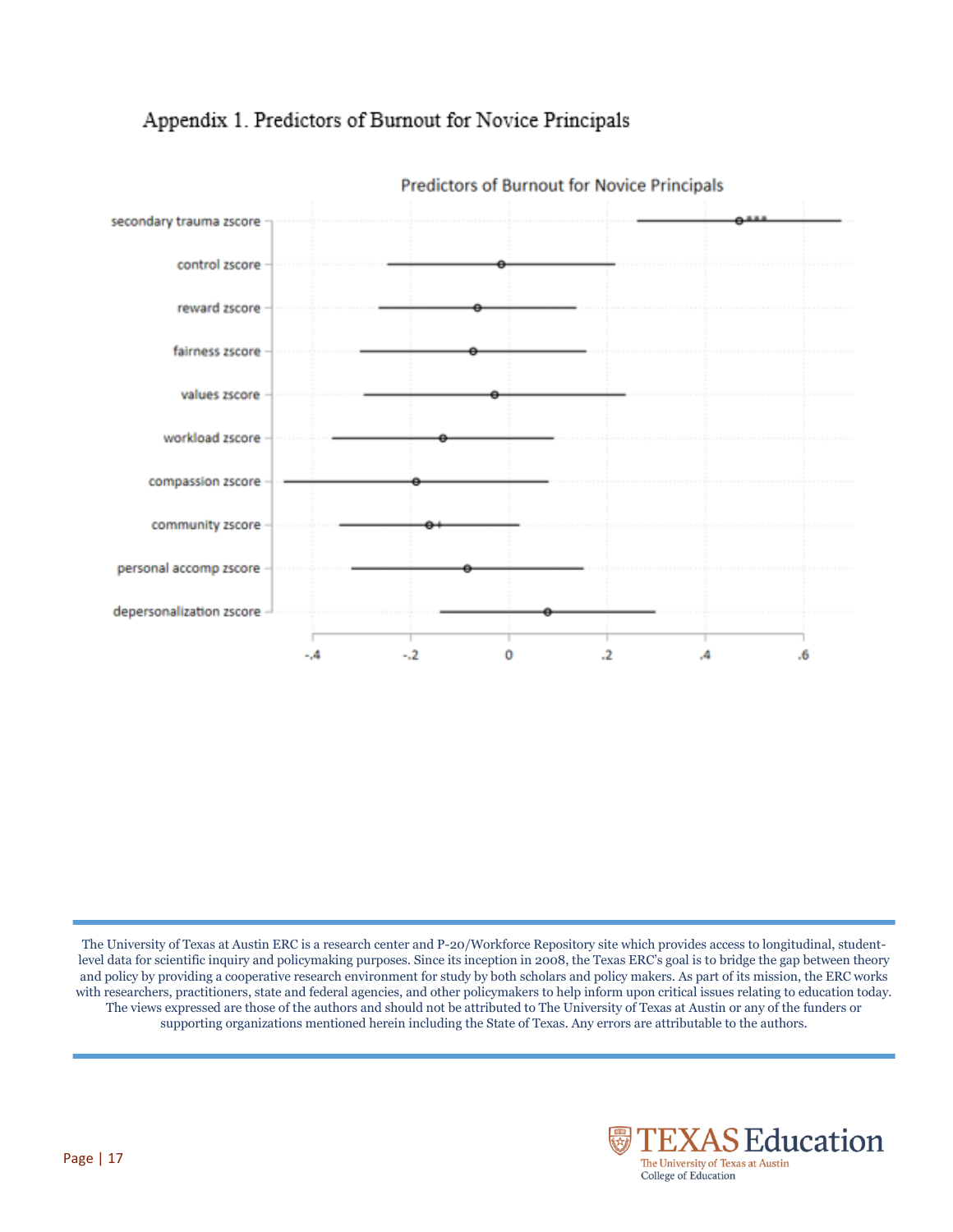## Appendix 1. Predictors of Burnout for Novice Principals

Predictors of Burnout for Novice Principals

secondary trauma zscore
control zscore
reward zscore
fairness zscore
values zscore
workload zscore
compassion zscore
community zscore
personal accomp zscore
depersonalization zscore

-.4
-.2
0
.2
.4
.6

The University of Texas at Austin ERC is a research center and P-20/Workforce Repository site which provides access to longitudinal, student-level data for scientific inquiry and policymaking purposes. Since its inception in 2008, the Texas ERC's goal is to bridge the gap between theory and policy by providing a cooperative research environment for study by both scholars and policy makers. As part of its mission, the ERC works with researchers, practitioners, state and federal agencies, and other policymakers to help inform upon critical issues relating to education today. The views expressed are those of the authors and should not be attributed to The University of Texas at Austin or any of the funders or supporting organizations mentioned herein including the State of Texas. Any errors are attributable to the authors.

TEXAS Education
The University of Texas at Austin
College of Education